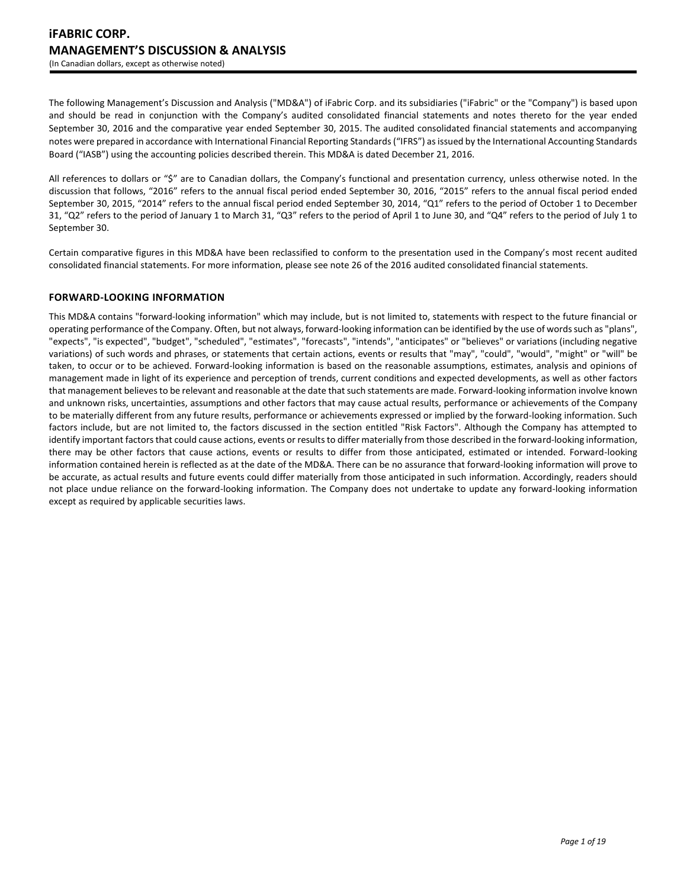The following Management's Discussion and Analysis ("MD&A") of iFabric Corp. and its subsidiaries ("iFabric" or the "Company") is based upon and should be read in conjunction with the Company's audited consolidated financial statements and notes thereto for the year ended September 30, 2016 and the comparative year ended September 30, 2015. The audited consolidated financial statements and accompanying notes were prepared in accordance with International Financial Reporting Standards ("IFRS") as issued by the International Accounting Standards Board ("IASB") using the accounting policies described therein. This MD&A is dated December 21, 2016.

All references to dollars or "$" are to Canadian dollars, the Company's functional and presentation currency, unless otherwise noted. In the discussion that follows, "2016" refers to the annual fiscal period ended September 30, 2016, "2015" refers to the annual fiscal period ended September 30, 2015, "2014" refers to the annual fiscal period ended September 30, 2014, "Q1" refers to the period of October 1 to December 31, "Q2" refers to the period of January 1 to March 31, "Q3" refers to the period of April 1 to June 30, and "Q4" refers to the period of July 1 to September 30.

Certain comparative figures in this MD&A have been reclassified to conform to the presentation used in the Company's most recent audited consolidated financial statements. For more information, please see note 26 of the 2016 audited consolidated financial statements.

## FORWARD-LOOKING INFORMATION

This MD&A contains "forward-looking information" which may include, but is not limited to, statements with respect to the future financial or operating performance of the Company. Often, but not always, forward-looking information can be identified by the use of words such as "plans", "expects", "is expected", "budget", "scheduled", "estimates", "forecasts", "intends", "anticipates" or "believes" or variations (including negative variations) of such words and phrases, or statements that certain actions, events or results that "may", "could", "would", "might" or "will" be taken, to occur or to be achieved. Forward-looking information is based on the reasonable assumptions, estimates, analysis and opinions of management made in light of its experience and perception of trends, current conditions and expected developments, as well as other factors that management believes to be relevant and reasonable at the date that such statements are made. Forward-looking information involve known and unknown risks, uncertainties, assumptions and other factors that may cause actual results, performance or achievements of the Company to be materially different from any future results, performance or achievements expressed or implied by the forward-looking information. Such factors include, but are not limited to, the factors discussed in the section entitled "Risk Factors". Although the Company has attempted to identify important factors that could cause actions, events or results to differ materially from those described in the forward-looking information, there may be other factors that cause actions, events or results to differ from those anticipated, estimated or intended. Forward-looking information contained herein is reflected as at the date of the MD&A. There can be no assurance that forward-looking information will prove to be accurate, as actual results and future events could differ materially from those anticipated in such information. Accordingly, readers should not place undue reliance on the forward-looking information. The Company does not undertake to update any forward-looking information except as required by applicable securities laws.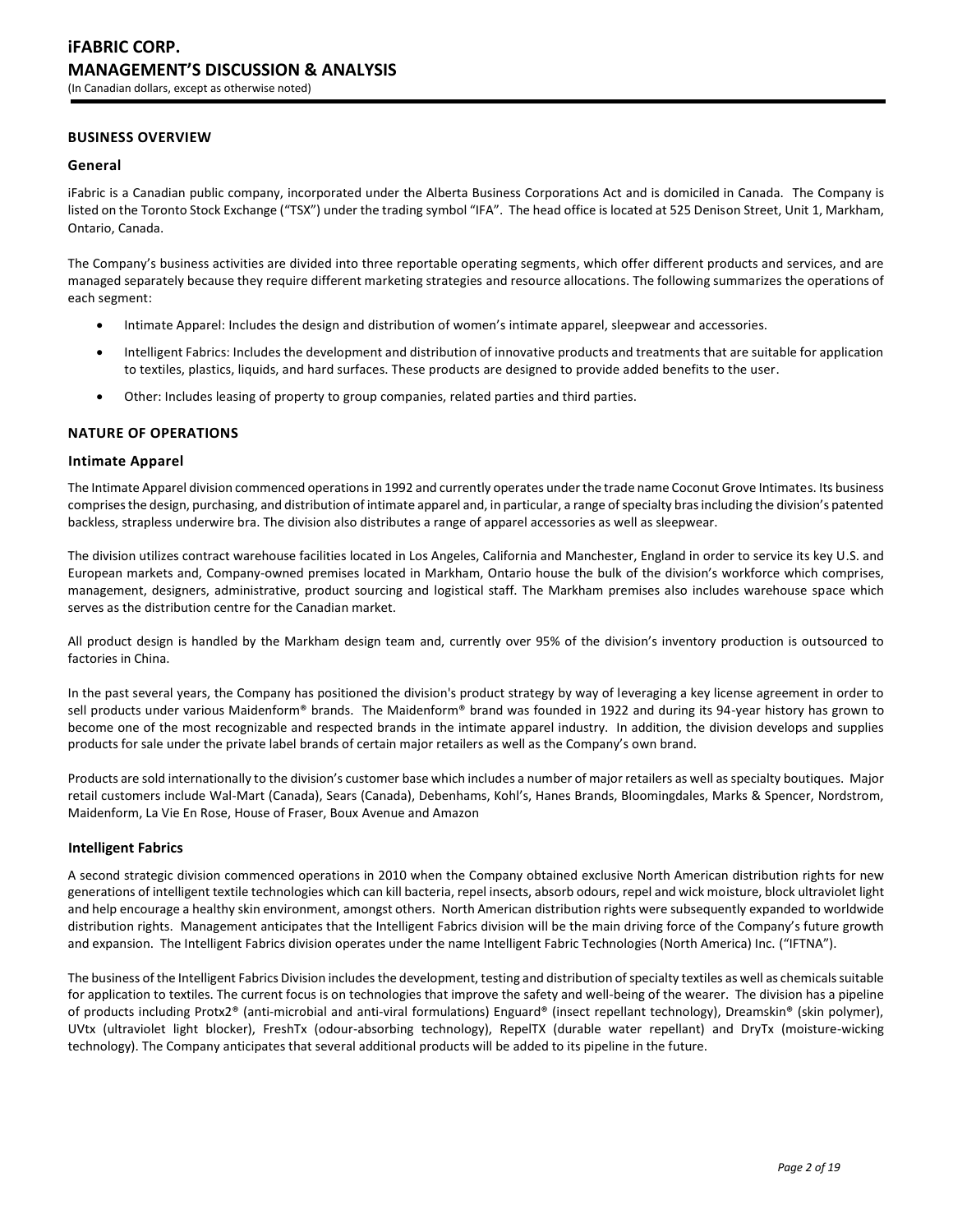## BUSINESS OVERVIEW

### General

iFabric is a Canadian public company, incorporated under the Alberta Business Corporations Act and is domiciled in Canada. The Company is listed on the Toronto Stock Exchange ("TSX") under the trading symbol "IFA". The head office is located at 525 Denison Street, Unit 1, Markham, Ontario, Canada.

The Company's business activities are divided into three reportable operating segments, which offer different products and services, and are managed separately because they require different marketing strategies and resource allocations. The following summarizes the operations of each segment:

- Intimate Apparel: Includes the design and distribution of women's intimate apparel, sleepwear and accessories.
- Intelligent Fabrics: Includes the development and distribution of innovative products and treatments that are suitable for application to textiles, plastics, liquids, and hard surfaces. These products are designed to provide added benefits to the user.
- Other: Includes leasing of property to group companies, related parties and third parties.

## NATURE OF OPERATIONS

### Intimate Apparel

The Intimate Apparel division commenced operations in 1992 and currently operates under the trade name Coconut Grove Intimates. Its business comprises the design, purchasing, and distribution of intimate apparel and, in particular, a range of specialty bras including the division's patented backless, strapless underwire bra. The division also distributes a range of apparel accessories as well as sleepwear.

The division utilizes contract warehouse facilities located in Los Angeles, California and Manchester, England in order to service its key U.S. and European markets and, Company-owned premises located in Markham, Ontario house the bulk of the division's workforce which comprises, management, designers, administrative, product sourcing and logistical staff. The Markham premises also includes warehouse space which serves as the distribution centre for the Canadian market.

All product design is handled by the Markham design team and, currently over 95% of the division's inventory production is outsourced to factories in China.

In the past several years, the Company has positioned the division's product strategy by way of leveraging a key license agreement in order to sell products under various Maidenform® brands. The Maidenform® brand was founded in 1922 and during its 94-year history has grown to become one of the most recognizable and respected brands in the intimate apparel industry. In addition, the division develops and supplies products for sale under the private label brands of certain major retailers as well as the Company's own brand.

Products are sold internationally to the division's customer base which includes a number of major retailers as well as specialty boutiques. Major retail customers include Wal-Mart (Canada), Sears (Canada), Debenhams, Kohl's, Hanes Brands, Bloomingdales, Marks & Spencer, Nordstrom, Maidenform, La Vie En Rose, House of Fraser, Boux Avenue and Amazon

### Intelligent Fabrics

A second strategic division commenced operations in 2010 when the Company obtained exclusive North American distribution rights for new generations of intelligent textile technologies which can kill bacteria, repel insects, absorb odours, repel and wick moisture, block ultraviolet light and help encourage a healthy skin environment, amongst others. North American distribution rights were subsequently expanded to worldwide distribution rights. Management anticipates that the Intelligent Fabrics division will be the main driving force of the Company's future growth and expansion. The Intelligent Fabrics division operates under the name Intelligent Fabric Technologies (North America) Inc. ("IFTNA").

The business of the Intelligent Fabrics Division includes the development, testing and distribution of specialty textiles as well as chemicals suitable for application to textiles. The current focus is on technologies that improve the safety and well-being of the wearer. The division has a pipeline of products including Protx2® (anti-microbial and anti-viral formulations) Enguard® (insect repellant technology), Dreamskin® (skin polymer), UVtx (ultraviolet light blocker), FreshTx (odour-absorbing technology), RepelTX (durable water repellant) and DryTx (moisture-wicking technology). The Company anticipates that several additional products will be added to its pipeline in the future.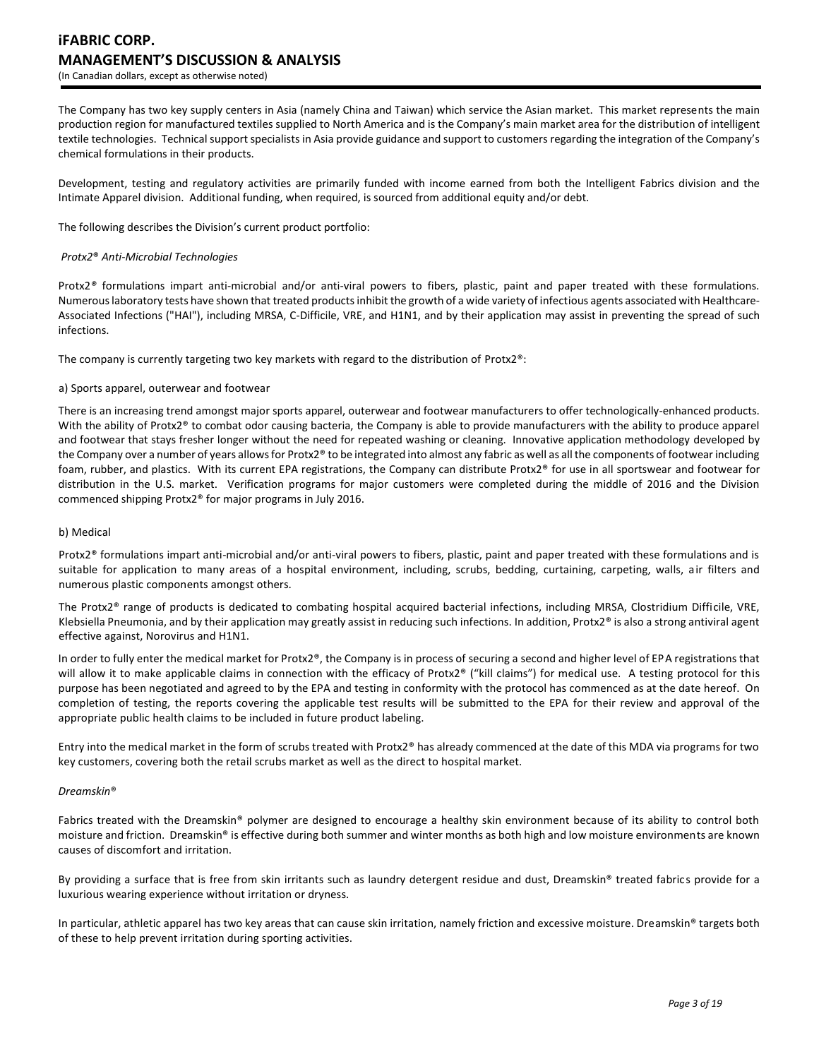The Company has two key supply centers in Asia (namely China and Taiwan) which service the Asian market. This market represents the main production region for manufactured textiles supplied to North America and is the Company's main market area for the distribution of intelligent textile technologies. Technical support specialists in Asia provide guidance and support to customers regarding the integration of the Company's chemical formulations in their products.

Development, testing and regulatory activities are primarily funded with income earned from both the Intelligent Fabrics division and the Intimate Apparel division. Additional funding, when required, is sourced from additional equity and/or debt.

The following describes the Division's current product portfolio:

*Protx2® Anti-Microbial Technologies*

Protx2® formulations impart anti-microbial and/or anti-viral powers to fibers, plastic, paint and paper treated with these formulations. Numerous laboratory tests have shown that treated products inhibit the growth of a wide variety of infectious agents associated with Healthcare-Associated Infections ("HAI"), including MRSA, C-Difficile, VRE, and H1N1, and by their application may assist in preventing the spread of such infections.

The company is currently targeting two key markets with regard to the distribution of Protx2®:

a) Sports apparel, outerwear and footwear

There is an increasing trend amongst major sports apparel, outerwear and footwear manufacturers to offer technologically-enhanced products. With the ability of Protx2® to combat odor causing bacteria, the Company is able to provide manufacturers with the ability to produce apparel and footwear that stays fresher longer without the need for repeated washing or cleaning. Innovative application methodology developed by the Company over a number of years allows for Protx2® to be integrated into almost any fabric as well as all the components of footwear including foam, rubber, and plastics. With its current EPA registrations, the Company can distribute Protx2® for use in all sportswear and footwear for distribution in the U.S. market. Verification programs for major customers were completed during the middle of 2016 and the Division commenced shipping Protx2® for major programs in July 2016.

b) Medical

Protx2® formulations impart anti-microbial and/or anti-viral powers to fibers, plastic, paint and paper treated with these formulations and is suitable for application to many areas of a hospital environment, including, scrubs, bedding, curtaining, carpeting, walls, air filters and numerous plastic components amongst others.

The Protx2® range of products is dedicated to combating hospital acquired bacterial infections, including MRSA, Clostridium Difficile, VRE, Klebsiella Pneumonia, and by their application may greatly assist in reducing such infections. In addition, Protx2® is also a strong antiviral agent effective against, Norovirus and H1N1.

In order to fully enter the medical market for Protx2®, the Company is in process of securing a second and higher level of EPA registrations that will allow it to make applicable claims in connection with the efficacy of Protx2® ("kill claims") for medical use. A testing protocol for this purpose has been negotiated and agreed to by the EPA and testing in conformity with the protocol has commenced as at the date hereof. On completion of testing, the reports covering the applicable test results will be submitted to the EPA for their review and approval of the appropriate public health claims to be included in future product labeling.

Entry into the medical market in the form of scrubs treated with Protx2® has already commenced at the date of this MDA via programs for two key customers, covering both the retail scrubs market as well as the direct to hospital market.

*Dreamskin®*

Fabrics treated with the Dreamskin® polymer are designed to encourage a healthy skin environment because of its ability to control both moisture and friction. Dreamskin® is effective during both summer and winter months as both high and low moisture environments are known causes of discomfort and irritation.

By providing a surface that is free from skin irritants such as laundry detergent residue and dust, Dreamskin® treated fabrics provide for a luxurious wearing experience without irritation or dryness.

In particular, athletic apparel has two key areas that can cause skin irritation, namely friction and excessive moisture. Dreamskin® targets both of these to help prevent irritation during sporting activities.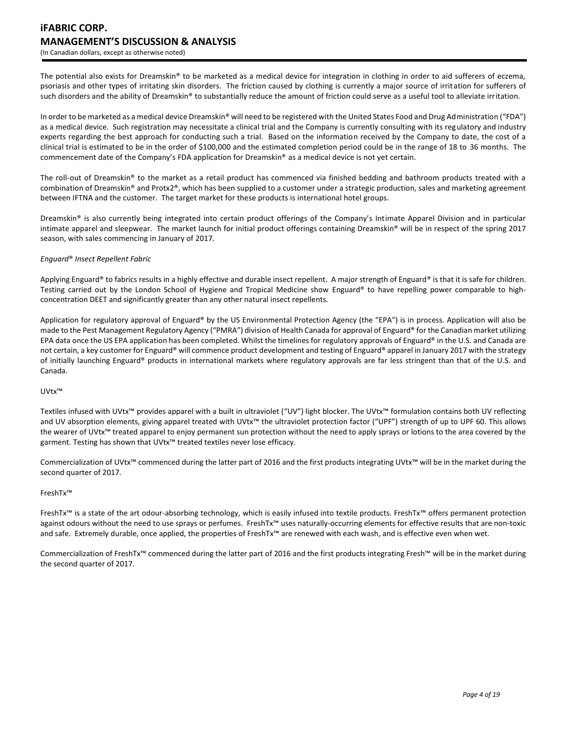The potential also exists for Dreamskin® to be marketed as a medical device for integration in clothing in order to aid sufferers of eczema, psoriasis and other types of irritating skin disorders. The friction caused by clothing is currently a major source of irritation for sufferers of such disorders and the ability of Dreamskin® to substantially reduce the amount of friction could serve as a useful tool to alleviate irritation.

In order to be marketed as a medical device Dreamskin® will need to be registered with the United States Food and Drug Administration ("FDA") as a medical device. Such registration may necessitate a clinical trial and the Company is currently consulting with its regulatory and industry experts regarding the best approach for conducting such a trial. Based on the information received by the Company to date, the cost of a clinical trial is estimated to be in the order of $100,000 and the estimated completion period could be in the range of 18 to 36 months. The commencement date of the Company's FDA application for Dreamskin® as a medical device is not yet certain.

The roll-out of Dreamskin® to the market as a retail product has commenced via finished bedding and bathroom products treated with a combination of Dreamskin® and Protx2®, which has been supplied to a customer under a strategic production, sales and marketing agreement between IFTNA and the customer. The target market for these products is international hotel groups.

Dreamskin® is also currently being integrated into certain product offerings of the Company's Intimate Apparel Division and in particular intimate apparel and sleepwear. The market launch for initial product offerings containing Dreamskin® will be in respect of the spring 2017 season, with sales commencing in January of 2017.

*Enguard® Insect Repellent Fabric*

Applying Enguard® to fabrics results in a highly effective and durable insect repellent. A major strength of Enguard® is that it is safe for children. Testing carried out by the London School of Hygiene and Tropical Medicine show Enguard® to have repelling power comparable to high-concentration DEET and significantly greater than any other natural insect repellents.

Application for regulatory approval of Enguard® by the US Environmental Protection Agency (the "EPA") is in process. Application will also be made to the Pest Management Regulatory Agency ("PMRA") division of Health Canada for approval of Enguard® for the Canadian market utilizing EPA data once the US EPA application has been completed. Whilst the timelines for regulatory approvals of Enguard® in the U.S. and Canada are not certain, a key customer for Enguard® will commence product development and testing of Enguard® apparel in January 2017 with the strategy of initially launching Enguard® products in international markets where regulatory approvals are far less stringent than that of the U.S. and Canada.

UVtx™

Textiles infused with UVtx™ provides apparel with a built in ultraviolet ("UV") light blocker. The UVtx™ formulation contains both UV reflecting and UV absorption elements, giving apparel treated with UVtx™ the ultraviolet protection factor ("UPF") strength of up to UPF 60. This allows the wearer of UVtx™ treated apparel to enjoy permanent sun protection without the need to apply sprays or lotions to the area covered by the garment. Testing has shown that UVtx™ treated textiles never lose efficacy.

Commercialization of UVtx™ commenced during the latter part of 2016 and the first products integrating UVtx™ will be in the market during the second quarter of 2017.

FreshTx™

FreshTx™ is a state of the art odour-absorbing technology, which is easily infused into textile products. FreshTx™ offers permanent protection against odours without the need to use sprays or perfumes. FreshTx™ uses naturally-occurring elements for effective results that are non-toxic and safe. Extremely durable, once applied, the properties of FreshTx™ are renewed with each wash, and is effective even when wet.

Commercialization of FreshTx™ commenced during the latter part of 2016 and the first products integrating Fresh™ will be in the market during the second quarter of 2017.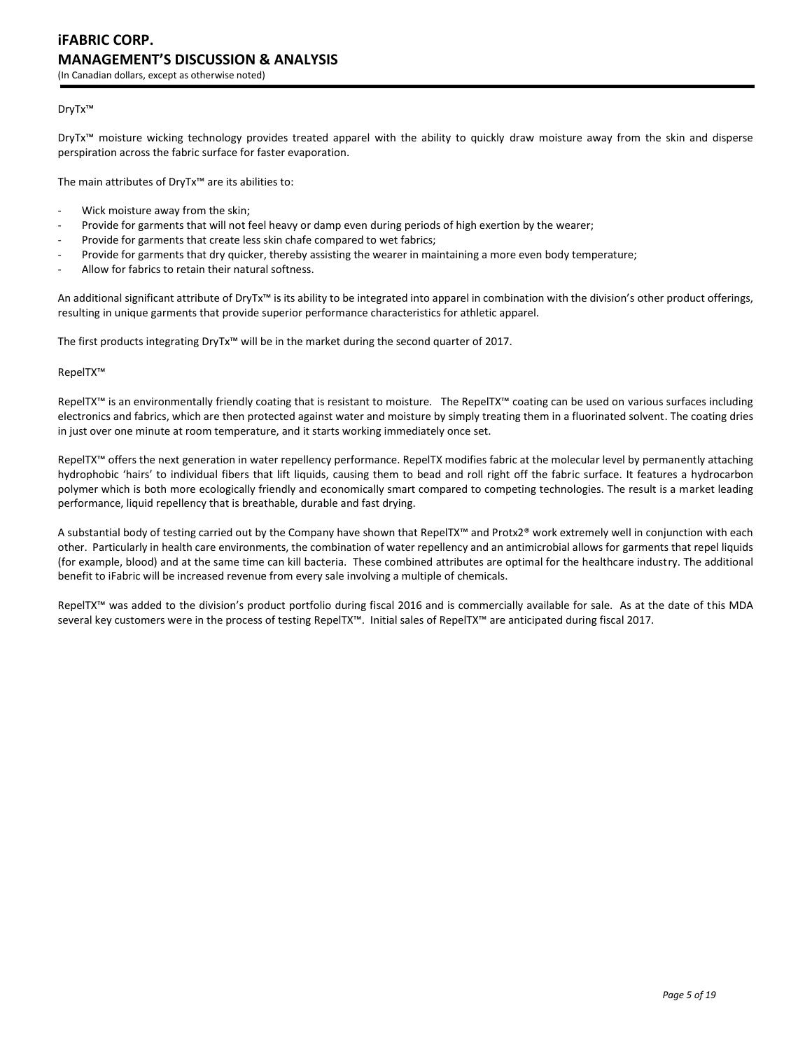DryTx™

DryTx™ moisture wicking technology provides treated apparel with the ability to quickly draw moisture away from the skin and disperse perspiration across the fabric surface for faster evaporation.

The main attributes of DryTx™ are its abilities to:

- Wick moisture away from the skin;
- Provide for garments that will not feel heavy or damp even during periods of high exertion by the wearer;
- Provide for garments that create less skin chafe compared to wet fabrics;
- Provide for garments that dry quicker, thereby assisting the wearer in maintaining a more even body temperature;
- Allow for fabrics to retain their natural softness.

An additional significant attribute of DryTx™ is its ability to be integrated into apparel in combination with the division's other product offerings, resulting in unique garments that provide superior performance characteristics for athletic apparel.

The first products integrating DryTx™ will be in the market during the second quarter of 2017.

RepelTX™

RepelTX™ is an environmentally friendly coating that is resistant to moisture. The RepelTX™ coating can be used on various surfaces including electronics and fabrics, which are then protected against water and moisture by simply treating them in a fluorinated solvent. The coating dries in just over one minute at room temperature, and it starts working immediately once set.

RepelTX™ offers the next generation in water repellency performance. RepelTX modifies fabric at the molecular level by permanently attaching hydrophobic 'hairs' to individual fibers that lift liquids, causing them to bead and roll right off the fabric surface. It features a hydrocarbon polymer which is both more ecologically friendly and economically smart compared to competing technologies. The result is a market leading performance, liquid repellency that is breathable, durable and fast drying.

A substantial body of testing carried out by the Company have shown that RepelTX™ and Protx2® work extremely well in conjunction with each other. Particularly in health care environments, the combination of water repellency and an antimicrobial allows for garments that repel liquids (for example, blood) and at the same time can kill bacteria. These combined attributes are optimal for the healthcare industry. The additional benefit to iFabric will be increased revenue from every sale involving a multiple of chemicals.

RepelTX™ was added to the division's product portfolio during fiscal 2016 and is commercially available for sale. As at the date of this MDA several key customers were in the process of testing RepelTX™. Initial sales of RepelTX™ are anticipated during fiscal 2017.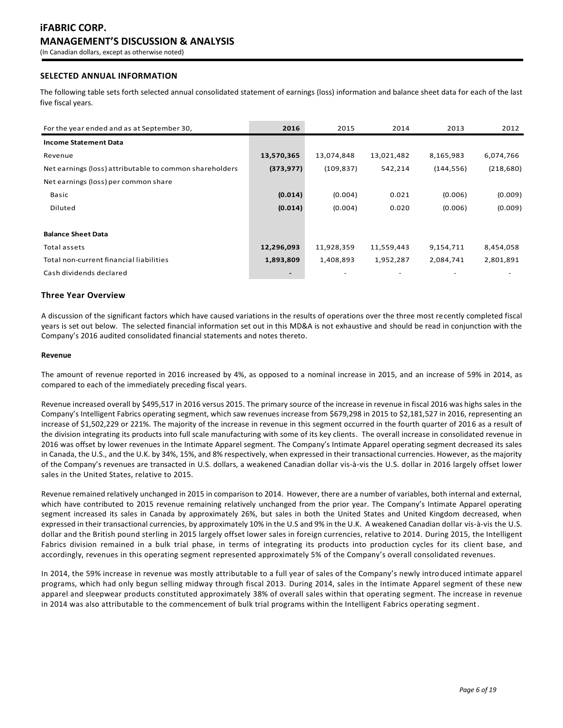# iFABRIC CORP.

# MANAGEMENT'S DISCUSSION & ANALYSIS

(In Canadian dollars, except as otherwise noted)

## SELECTED ANNUAL INFORMATION

The following table sets forth selected annual consolidated statement of earnings (loss) information and balance sheet data for each of the last five fiscal years.

| For the year ended and as at September 30, | 2016 | 2015 | 2014 | 2013 | 2012 |
|---|---|---|---|---|---|
| **Income Statement Data** | | | | | |
| Revenue | **13,570,365** | 13,074,848 | 13,021,482 | 8,165,983 | 6,074,766 |
| Net earnings (loss) attributable to common shareholders | **(373,977)** | (109,837) | 542,214 | (144,556) | (218,680) |
| Net earnings (loss) per common share | | | | | |
| Basic | **(0.014)** | (0.004) | 0.021 | (0.006) | (0.009) |
| Diluted | **(0.014)** | (0.004) | 0.020 | (0.006) | (0.009) |
| | | | | | |
| **Balance Sheet Data** | | | | | |
| Total assets | **12,296,093** | 11,928,359 | 11,559,443 | 9,154,711 | 8,454,058 |
| Total non-current financial liabilities | **1,893,809** | 1,408,893 | 1,952,287 | 2,084,741 | 2,801,891 |
| Cash dividends declared | **-** | - | - | - | - |

### Three Year Overview

A discussion of the significant factors which have caused variations in the results of operations over the three most recently completed fiscal years is set out below. The selected financial information set out in this MD&A is not exhaustive and should be read in conjunction with the Company's 2016 audited consolidated financial statements and notes thereto.

**Revenue**

The amount of revenue reported in 2016 increased by 4%, as opposed to a nominal increase in 2015, and an increase of 59% in 2014, as compared to each of the immediately preceding fiscal years.

Revenue increased overall by $495,517 in 2016 versus 2015. The primary source of the increase in revenue in fiscal 2016 was highs sales in the Company's Intelligent Fabrics operating segment, which saw revenues increase from $679,298 in 2015 to $2,181,527 in 2016, representing an increase of $1,502,229 or 221%. The majority of the increase in revenue in this segment occurred in the fourth quarter of 2016 as a result of the division integrating its products into full scale manufacturing with some of its key clients. The overall increase in consolidated revenue in 2016 was offset by lower revenues in the Intimate Apparel segment. The Company's Intimate Apparel operating segment decreased its sales in Canada, the U.S., and the U.K. by 34%, 15%, and 8% respectively, when expressed in their transactional currencies. However, as the majority of the Company's revenues are transacted in U.S. dollars, a weakened Canadian dollar vis-à-vis the U.S. dollar in 2016 largely offset lower sales in the United States, relative to 2015.

Revenue remained relatively unchanged in 2015 in comparison to 2014. However, there are a number of variables, both internal and external, which have contributed to 2015 revenue remaining relatively unchanged from the prior year. The Company's Intimate Apparel operating segment increased its sales in Canada by approximately 26%, but sales in both the United States and United Kingdom decreased, when expressed in their transactional currencies, by approximately 10% in the U.S and 9% in the U.K. A weakened Canadian dollar vis-à-vis the U.S. dollar and the British pound sterling in 2015 largely offset lower sales in foreign currencies, relative to 2014. During 2015, the Intelligent Fabrics division remained in a bulk trial phase, in terms of integrating its products into production cycles for its client base, and accordingly, revenues in this operating segment represented approximately 5% of the Company's overall consolidated revenues.

In 2014, the 59% increase in revenue was mostly attributable to a full year of sales of the Company's newly introduced intimate apparel programs, which had only begun selling midway through fiscal 2013. During 2014, sales in the Intimate Apparel segment of these new apparel and sleepwear products constituted approximately 38% of overall sales within that operating segment. The increase in revenue in 2014 was also attributable to the commencement of bulk trial programs within the Intelligent Fabrics operating segment.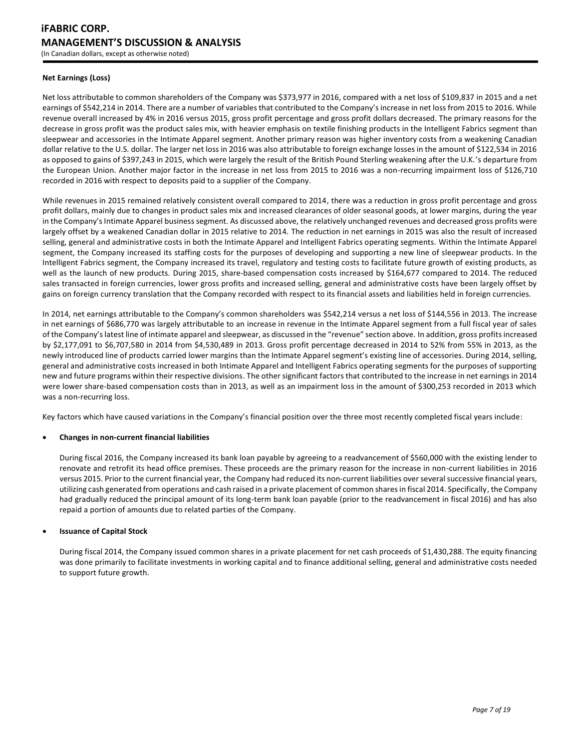### Net Earnings (Loss)

Net loss attributable to common shareholders of the Company was $373,977 in 2016, compared with a net loss of $109,837 in 2015 and a net earnings of $542,214 in 2014. There are a number of variables that contributed to the Company's increase in net loss from 2015 to 2016. While revenue overall increased by 4% in 2016 versus 2015, gross profit percentage and gross profit dollars decreased. The primary reasons for the decrease in gross profit was the product sales mix, with heavier emphasis on textile finishing products in the Intelligent Fabrics segment than sleepwear and accessories in the Intimate Apparel segment. Another primary reason was higher inventory costs from a weakening Canadian dollar relative to the U.S. dollar. The larger net loss in 2016 was also attributable to foreign exchange losses in the amount of $122,534 in 2016 as opposed to gains of $397,243 in 2015, which were largely the result of the British Pound Sterling weakening after the U.K.'s departure from the European Union. Another major factor in the increase in net loss from 2015 to 2016 was a non-recurring impairment loss of $126,710 recorded in 2016 with respect to deposits paid to a supplier of the Company.

While revenues in 2015 remained relatively consistent overall compared to 2014, there was a reduction in gross profit percentage and gross profit dollars, mainly due to changes in product sales mix and increased clearances of older seasonal goods, at lower margins, during the year in the Company's Intimate Apparel business segment. As discussed above, the relatively unchanged revenues and decreased gross profits were largely offset by a weakened Canadian dollar in 2015 relative to 2014. The reduction in net earnings in 2015 was also the result of increased selling, general and administrative costs in both the Intimate Apparel and Intelligent Fabrics operating segments. Within the Intimate Apparel segment, the Company increased its staffing costs for the purposes of developing and supporting a new line of sleepwear products. In the Intelligent Fabrics segment, the Company increased its travel, regulatory and testing costs to facilitate future growth of existing products, as well as the launch of new products. During 2015, share-based compensation costs increased by $164,677 compared to 2014. The reduced sales transacted in foreign currencies, lower gross profits and increased selling, general and administrative costs have been largely offset by gains on foreign currency translation that the Company recorded with respect to its financial assets and liabilities held in foreign currencies.

In 2014, net earnings attributable to the Company's common shareholders was $542,214 versus a net loss of $144,556 in 2013. The increase in net earnings of $686,770 was largely attributable to an increase in revenue in the Intimate Apparel segment from a full fiscal year of sales of the Company's latest line of intimate apparel and sleepwear, as discussed in the "revenue" section above. In addition, gross profits increased by $2,177,091 to $6,707,580 in 2014 from $4,530,489 in 2013. Gross profit percentage decreased in 2014 to 52% from 55% in 2013, as the newly introduced line of products carried lower margins than the Intimate Apparel segment's existing line of accessories. During 2014, selling, general and administrative costs increased in both Intimate Apparel and Intelligent Fabrics operating segments for the purposes of supporting new and future programs within their respective divisions. The other significant factors that contributed to the increase in net earnings in 2014 were lower share-based compensation costs than in 2013, as well as an impairment loss in the amount of $300,253 recorded in 2013 which was a non-recurring loss.

Key factors which have caused variations in the Company's financial position over the three most recently completed fiscal years include:

- **Changes in non-current financial liabilities**

  During fiscal 2016, the Company increased its bank loan payable by agreeing to a readvancement of $560,000 with the existing lender to renovate and retrofit its head office premises. These proceeds are the primary reason for the increase in non-current liabilities in 2016 versus 2015. Prior to the current financial year, the Company had reduced its non-current liabilities over several successive financial years, utilizing cash generated from operations and cash raised in a private placement of common shares in fiscal 2014. Specifically, the Company had gradually reduced the principal amount of its long-term bank loan payable (prior to the readvancement in fiscal 2016) and has also repaid a portion of amounts due to related parties of the Company.

- **Issuance of Capital Stock**

  During fiscal 2014, the Company issued common shares in a private placement for net cash proceeds of $1,430,288. The equity financing was done primarily to facilitate investments in working capital and to finance additional selling, general and administrative costs needed to support future growth.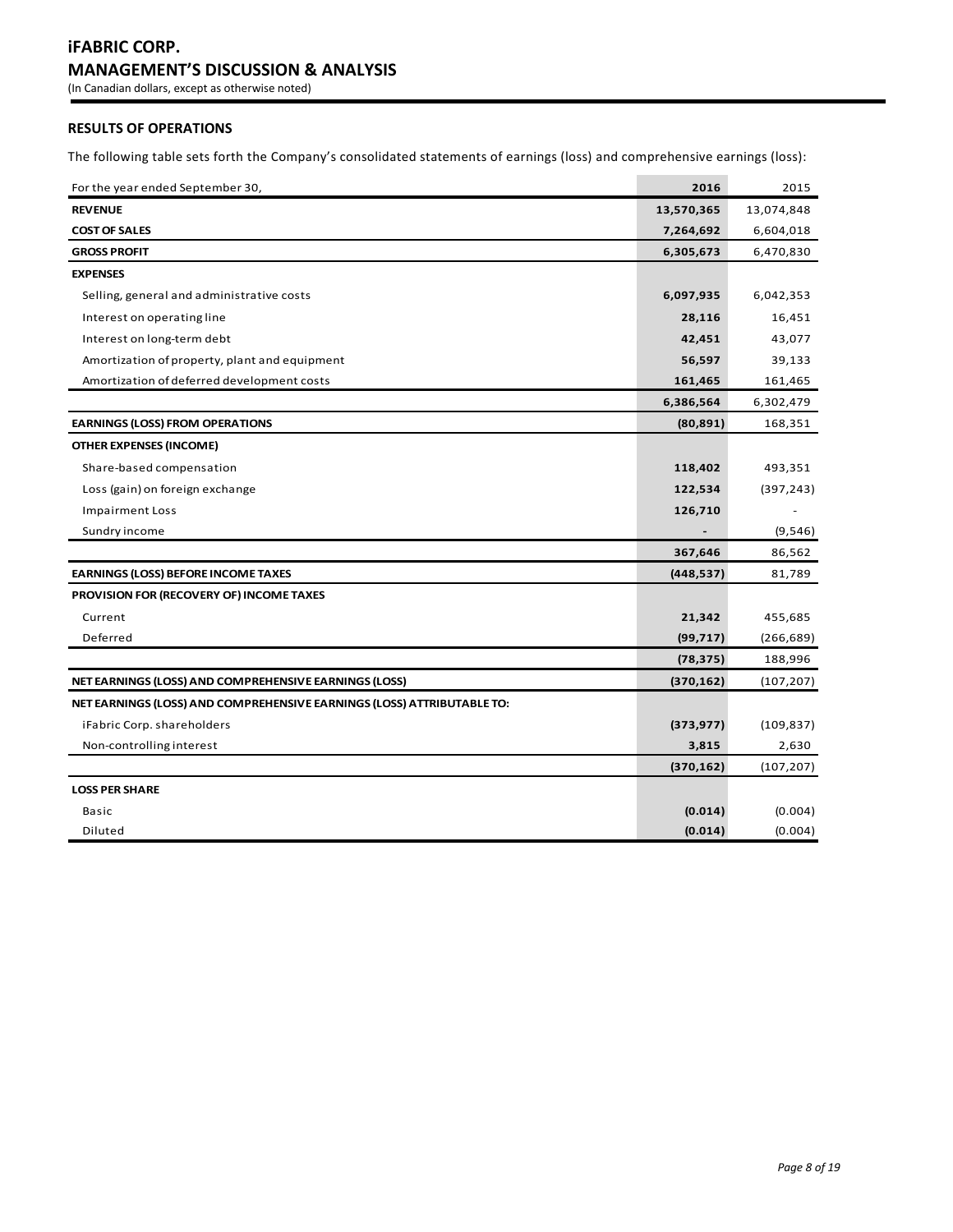# iFABRIC CORP.

# MANAGEMENT'S DISCUSSION & ANALYSIS

(In Canadian dollars, except as otherwise noted)

## RESULTS OF OPERATIONS

The following table sets forth the Company's consolidated statements of earnings (loss) and comprehensive earnings (loss):

| For the year ended September 30, | 2016 | 2015 |
|---|---|---|
| **REVENUE** | **13,570,365** | 13,074,848 |
| **COST OF SALES** | **7,264,692** | 6,604,018 |
| **GROSS PROFIT** | **6,305,673** | 6,470,830 |
| **EXPENSES** | | |
| Selling, general and administrative costs | **6,097,935** | 6,042,353 |
| Interest on operating line | **28,116** | 16,451 |
| Interest on long-term debt | **42,451** | 43,077 |
| Amortization of property, plant and equipment | **56,597** | 39,133 |
| Amortization of deferred development costs | **161,465** | 161,465 |
| | **6,386,564** | 6,302,479 |
| **EARNINGS (LOSS) FROM OPERATIONS** | **(80,891)** | 168,351 |
| **OTHER EXPENSES (INCOME)** | | |
| Share-based compensation | **118,402** | 493,351 |
| Loss (gain) on foreign exchange | **122,534** | (397,243) |
| Impairment Loss | **126,710** | - |
| Sundry income | **-** | (9,546) |
| | **367,646** | 86,562 |
| **EARNINGS (LOSS) BEFORE INCOME TAXES** | **(448,537)** | 81,789 |
| **PROVISION FOR (RECOVERY OF) INCOME TAXES** | | |
| Current | **21,342** | 455,685 |
| Deferred | **(99,717)** | (266,689) |
| | **(78,375)** | 188,996 |
| **NET EARNINGS (LOSS) AND COMPREHENSIVE EARNINGS (LOSS)** | **(370,162)** | (107,207) |
| **NET EARNINGS (LOSS) AND COMPREHENSIVE EARNINGS (LOSS) ATTRIBUTABLE TO:** | | |
| iFabric Corp. shareholders | **(373,977)** | (109,837) |
| Non-controlling interest | **3,815** | 2,630 |
| | **(370,162)** | (107,207) |
| **LOSS PER SHARE** | | |
| Basic | **(0.014)** | (0.004) |
| Diluted | **(0.014)** | (0.004) |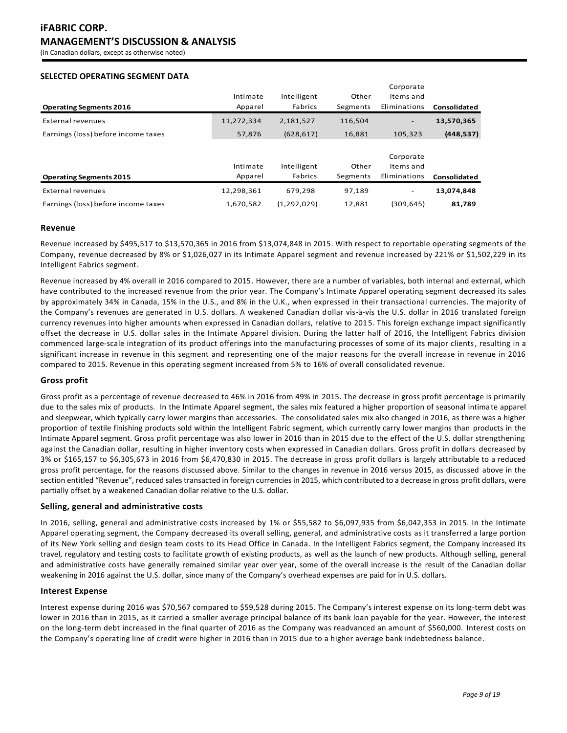### SELECTED OPERATING SEGMENT DATA

| Operating Segments 2016 | Intimate Apparel | Intelligent Fabrics | Other Segments | Corporate Items and Eliminations | Consolidated |
|---|---|---|---|---|---|
| External revenues | 11,272,334 | 2,181,527 | 116,504 | - | **13,570,365** |
| Earnings (loss) before income taxes | 57,876 | (628,617) | 16,881 | 105,323 | **(448,537)** |

| Operating Segments 2015 | Intimate Apparel | Intelligent Fabrics | Other Segments | Corporate Items and Eliminations | Consolidated |
|---|---|---|---|---|---|
| External revenues | 12,298,361 | 679,298 | 97,189 | - | **13,074,848** |
| Earnings (loss) before income taxes | 1,670,582 | (1,292,029) | 12,881 | (309,645) | **81,789** |

### Revenue

Revenue increased by $495,517 to $13,570,365 in 2016 from $13,074,848 in 2015. With respect to reportable operating segments of the Company, revenue decreased by 8% or $1,026,027 in its Intimate Apparel segment and revenue increased by 221% or $1,502,229 in its Intelligent Fabrics segment.

Revenue increased by 4% overall in 2016 compared to 2015. However, there are a number of variables, both internal and external, which have contributed to the increased revenue from the prior year. The Company's Intimate Apparel operating segment decreased its sales by approximately 34% in Canada, 15% in the U.S., and 8% in the U.K., when expressed in their transactional currencies. The majority of the Company's revenues are generated in U.S. dollars. A weakened Canadian dollar vis-à-vis the U.S. dollar in 2016 translated foreign currency revenues into higher amounts when expressed in Canadian dollars, relative to 2015. This foreign exchange impact significantly offset the decrease in U.S. dollar sales in the Intimate Apparel division. During the latter half of 2016, the Intelligent Fabrics division commenced large-scale integration of its product offerings into the manufacturing processes of some of its major clients, resulting in a significant increase in revenue in this segment and representing one of the major reasons for the overall increase in revenue in 2016 compared to 2015. Revenue in this operating segment increased from 5% to 16% of overall consolidated revenue.

### Gross profit

Gross profit as a percentage of revenue decreased to 46% in 2016 from 49% in 2015. The decrease in gross profit percentage is primarily due to the sales mix of products. In the Intimate Apparel segment, the sales mix featured a higher proportion of seasonal intimate apparel and sleepwear, which typically carry lower margins than accessories. The consolidated sales mix also changed in 2016, as there was a higher proportion of textile finishing products sold within the Intelligent Fabric segment, which currently carry lower margins than products in the Intimate Apparel segment. Gross profit percentage was also lower in 2016 than in 2015 due to the effect of the U.S. dollar strengthening against the Canadian dollar, resulting in higher inventory costs when expressed in Canadian dollars. Gross profit in dollars decreased by 3% or $165,157 to $6,305,673 in 2016 from $6,470,830 in 2015. The decrease in gross profit dollars is largely attributable to a reduced gross profit percentage, for the reasons discussed above. Similar to the changes in revenue in 2016 versus 2015, as discussed above in the section entitled "Revenue", reduced sales transacted in foreign currencies in 2015, which contributed to a decrease in gross profit dollars, were partially offset by a weakened Canadian dollar relative to the U.S. dollar.

### Selling, general and administrative costs

In 2016, selling, general and administrative costs increased by 1% or $55,582 to $6,097,935 from $6,042,353 in 2015. In the Intimate Apparel operating segment, the Company decreased its overall selling, general, and administrative costs as it transferred a large portion of its New York selling and design team costs to its Head Office in Canada. In the Intelligent Fabrics segment, the Company increased its travel, regulatory and testing costs to facilitate growth of existing products, as well as the launch of new products. Although selling, general and administrative costs have generally remained similar year over year, some of the overall increase is the result of the Canadian dollar weakening in 2016 against the U.S. dollar, since many of the Company's overhead expenses are paid for in U.S. dollars.

### Interest Expense

Interest expense during 2016 was $70,567 compared to $59,528 during 2015. The Company's interest expense on its long-term debt was lower in 2016 than in 2015, as it carried a smaller average principal balance of its bank loan payable for the year. However, the interest on the long-term debt increased in the final quarter of 2016 as the Company was readvanced an amount of $560,000. Interest costs on the Company's operating line of credit were higher in 2016 than in 2015 due to a higher average bank indebtedness balance.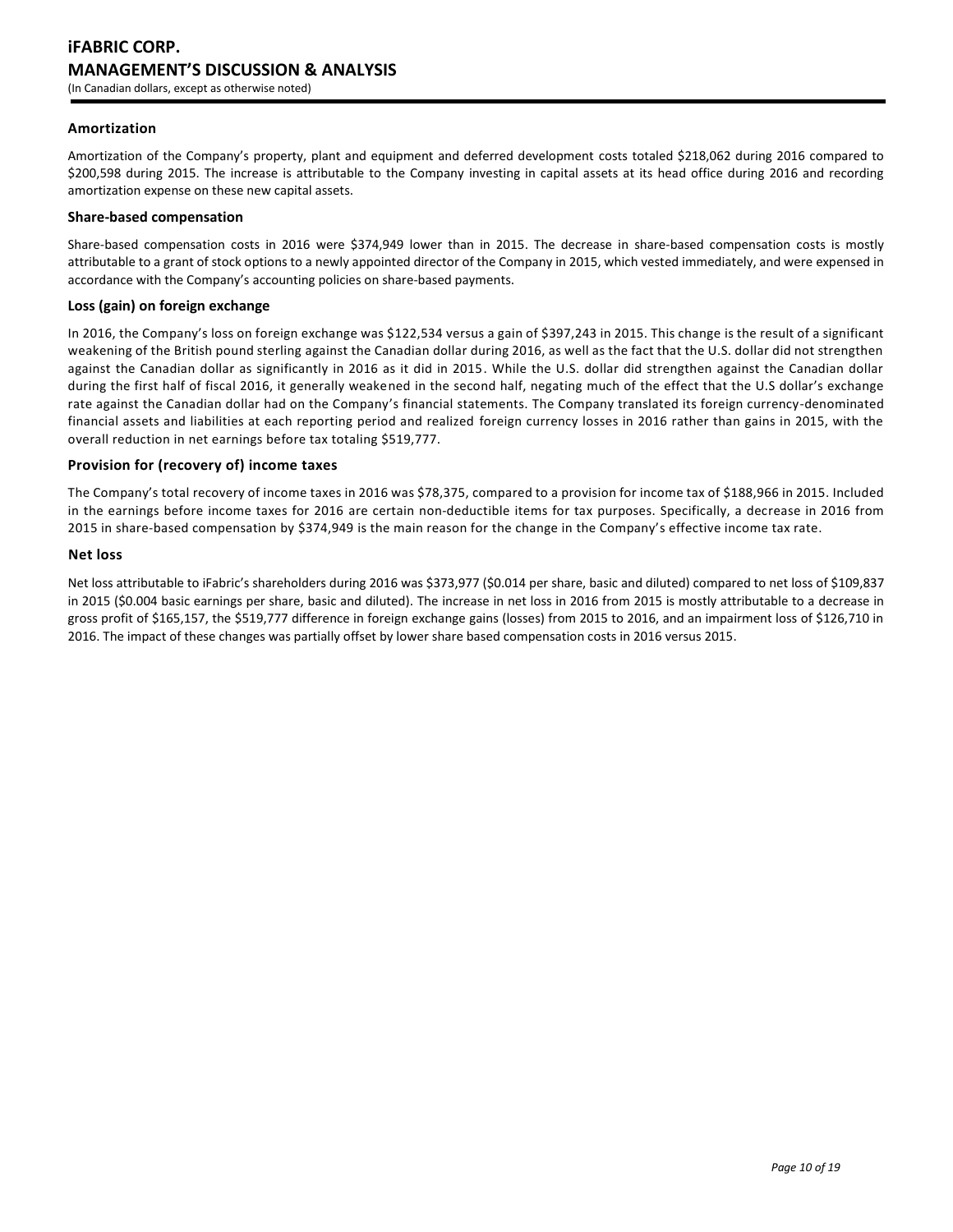### Amortization

Amortization of the Company's property, plant and equipment and deferred development costs totaled $218,062 during 2016 compared to $200,598 during 2015. The increase is attributable to the Company investing in capital assets at its head office during 2016 and recording amortization expense on these new capital assets.

### Share-based compensation

Share-based compensation costs in 2016 were $374,949 lower than in 2015. The decrease in share-based compensation costs is mostly attributable to a grant of stock options to a newly appointed director of the Company in 2015, which vested immediately, and were expensed in accordance with the Company's accounting policies on share-based payments.

### Loss (gain) on foreign exchange

In 2016, the Company's loss on foreign exchange was $122,534 versus a gain of $397,243 in 2015. This change is the result of a significant weakening of the British pound sterling against the Canadian dollar during 2016, as well as the fact that the U.S. dollar did not strengthen against the Canadian dollar as significantly in 2016 as it did in 2015. While the U.S. dollar did strengthen against the Canadian dollar during the first half of fiscal 2016, it generally weakened in the second half, negating much of the effect that the U.S dollar's exchange rate against the Canadian dollar had on the Company's financial statements. The Company translated its foreign currency-denominated financial assets and liabilities at each reporting period and realized foreign currency losses in 2016 rather than gains in 2015, with the overall reduction in net earnings before tax totaling $519,777.

### Provision for (recovery of) income taxes

The Company's total recovery of income taxes in 2016 was $78,375, compared to a provision for income tax of $188,966 in 2015. Included in the earnings before income taxes for 2016 are certain non-deductible items for tax purposes. Specifically, a decrease in 2016 from 2015 in share-based compensation by $374,949 is the main reason for the change in the Company's effective income tax rate.

### Net loss

Net loss attributable to iFabric's shareholders during 2016 was $373,977 ($0.014 per share, basic and diluted) compared to net loss of $109,837 in 2015 ($0.004 basic earnings per share, basic and diluted). The increase in net loss in 2016 from 2015 is mostly attributable to a decrease in gross profit of $165,157, the $519,777 difference in foreign exchange gains (losses) from 2015 to 2016, and an impairment loss of $126,710 in 2016. The impact of these changes was partially offset by lower share based compensation costs in 2016 versus 2015.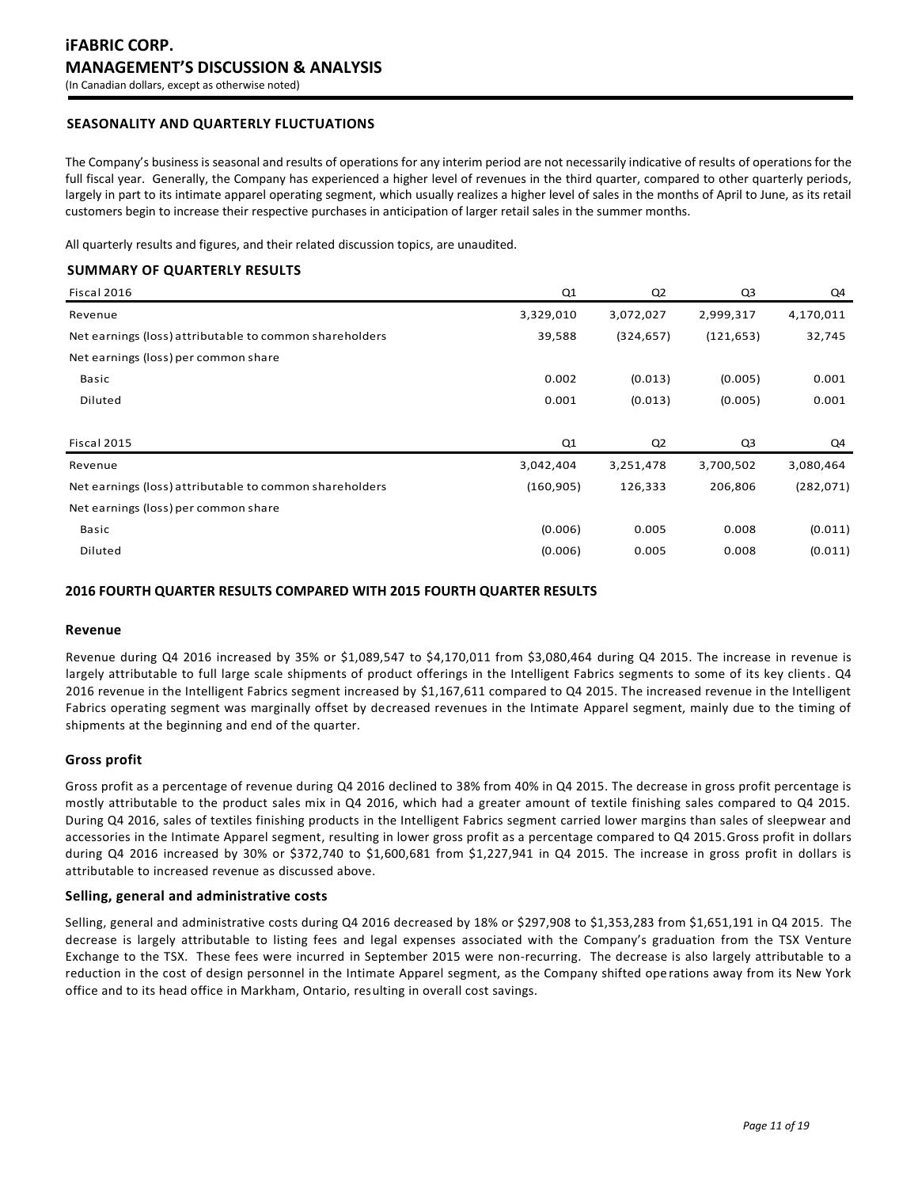## SEASONALITY AND QUARTERLY FLUCTUATIONS

The Company's business is seasonal and results of operations for any interim period are not necessarily indicative of results of operations for the full fiscal year. Generally, the Company has experienced a higher level of revenues in the third quarter, compared to other quarterly periods, largely in part to its intimate apparel operating segment, which usually realizes a higher level of sales in the months of April to June, as its retail customers begin to increase their respective purchases in anticipation of larger retail sales in the summer months.

All quarterly results and figures, and their related discussion topics, are unaudited.

### SUMMARY OF QUARTERLY RESULTS

| Fiscal 2016 | Q1 | Q2 | Q3 | Q4 |
|---|---|---|---|---|
| Revenue | 3,329,010 | 3,072,027 | 2,999,317 | 4,170,011 |
| Net earnings (loss) attributable to common shareholders | 39,588 | (324,657) | (121,653) | 32,745 |
| Net earnings (loss) per common share | | | | |
| Basic | 0.002 | (0.013) | (0.005) | 0.001 |
| Diluted | 0.001 | (0.013) | (0.005) | 0.001 |

| Fiscal 2015 | Q1 | Q2 | Q3 | Q4 |
|---|---|---|---|---|
| Revenue | 3,042,404 | 3,251,478 | 3,700,502 | 3,080,464 |
| Net earnings (loss) attributable to common shareholders | (160,905) | 126,333 | 206,806 | (282,071) |
| Net earnings (loss) per common share | | | | |
| Basic | (0.006) | 0.005 | 0.008 | (0.011) |
| Diluted | (0.006) | 0.005 | 0.008 | (0.011) |

## 2016 FOURTH QUARTER RESULTS COMPARED WITH 2015 FOURTH QUARTER RESULTS

### Revenue

Revenue during Q4 2016 increased by 35% or $1,089,547 to $4,170,011 from $3,080,464 during Q4 2015. The increase in revenue is largely attributable to full large scale shipments of product offerings in the Intelligent Fabrics segments to some of its key clients. Q4 2016 revenue in the Intelligent Fabrics segment increased by $1,167,611 compared to Q4 2015. The increased revenue in the Intelligent Fabrics operating segment was marginally offset by decreased revenues in the Intimate Apparel segment, mainly due to the timing of shipments at the beginning and end of the quarter.

### Gross profit

Gross profit as a percentage of revenue during Q4 2016 declined to 38% from 40% in Q4 2015. The decrease in gross profit percentage is mostly attributable to the product sales mix in Q4 2016, which had a greater amount of textile finishing sales compared to Q4 2015. During Q4 2016, sales of textiles finishing products in the Intelligent Fabrics segment carried lower margins than sales of sleepwear and accessories in the Intimate Apparel segment, resulting in lower gross profit as a percentage compared to Q4 2015. Gross profit in dollars during Q4 2016 increased by 30% or $372,740 to $1,600,681 from $1,227,941 in Q4 2015. The increase in gross profit in dollars is attributable to increased revenue as discussed above.

### Selling, general and administrative costs

Selling, general and administrative costs during Q4 2016 decreased by 18% or $297,908 to $1,353,283 from $1,651,191 in Q4 2015. The decrease is largely attributable to listing fees and legal expenses associated with the Company's graduation from the TSX Venture Exchange to the TSX. These fees were incurred in September 2015 were non-recurring. The decrease is also largely attributable to a reduction in the cost of design personnel in the Intimate Apparel segment, as the Company shifted operations away from its New York office and to its head office in Markham, Ontario, resulting in overall cost savings.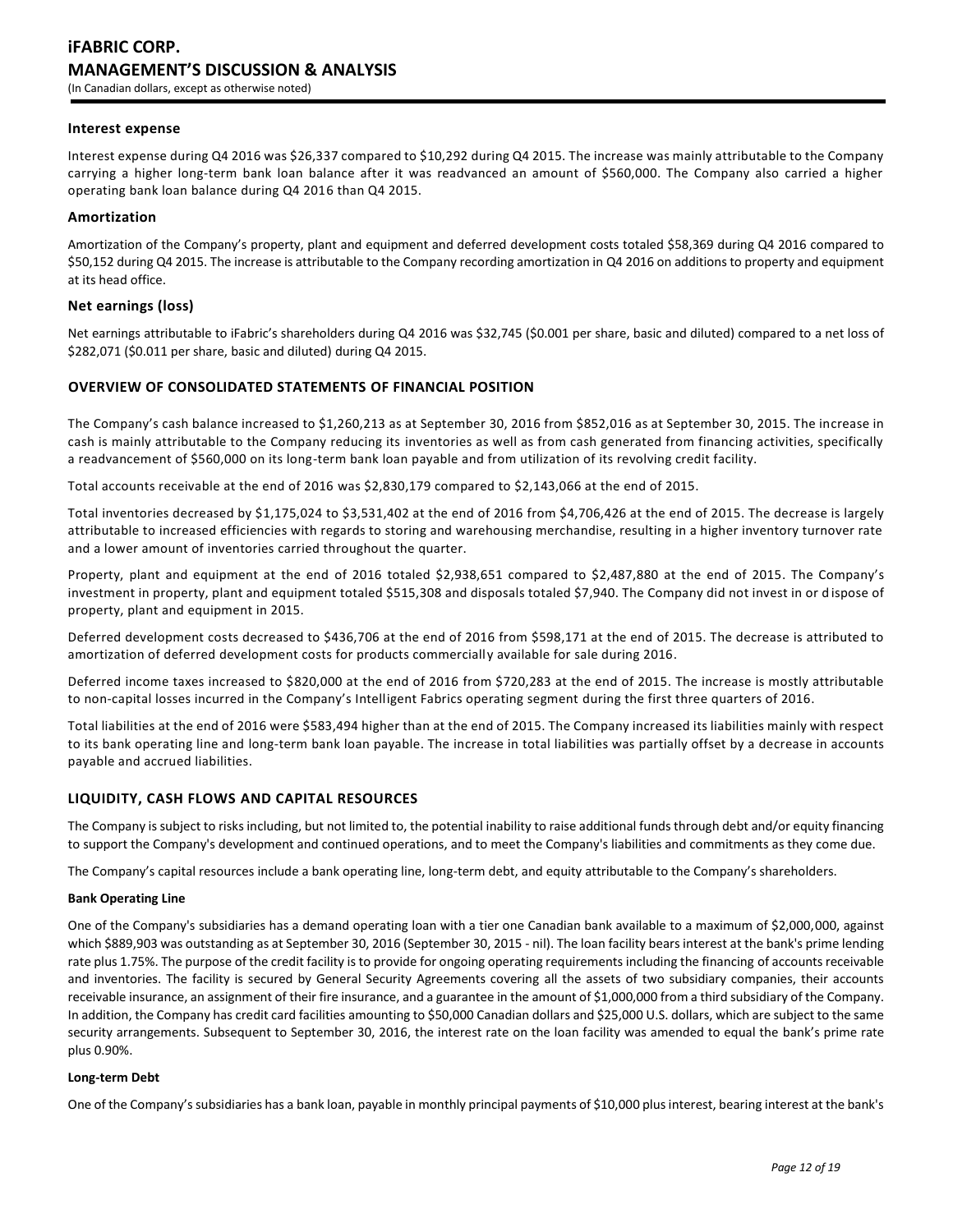### Interest expense

Interest expense during Q4 2016 was $26,337 compared to $10,292 during Q4 2015. The increase was mainly attributable to the Company carrying a higher long-term bank loan balance after it was readvanced an amount of $560,000. The Company also carried a higher operating bank loan balance during Q4 2016 than Q4 2015.

### Amortization

Amortization of the Company's property, plant and equipment and deferred development costs totaled $58,369 during Q4 2016 compared to $50,152 during Q4 2015. The increase is attributable to the Company recording amortization in Q4 2016 on additions to property and equipment at its head office.

### Net earnings (loss)

Net earnings attributable to iFabric's shareholders during Q4 2016 was $32,745 ($0.001 per share, basic and diluted) compared to a net loss of $282,071 ($0.011 per share, basic and diluted) during Q4 2015.

## OVERVIEW OF CONSOLIDATED STATEMENTS OF FINANCIAL POSITION

The Company's cash balance increased to $1,260,213 as at September 30, 2016 from $852,016 as at September 30, 2015. The increase in cash is mainly attributable to the Company reducing its inventories as well as from cash generated from financing activities, specifically a readvancement of $560,000 on its long-term bank loan payable and from utilization of its revolving credit facility.

Total accounts receivable at the end of 2016 was $2,830,179 compared to $2,143,066 at the end of 2015.

Total inventories decreased by $1,175,024 to $3,531,402 at the end of 2016 from $4,706,426 at the end of 2015. The decrease is largely attributable to increased efficiencies with regards to storing and warehousing merchandise, resulting in a higher inventory turnover rate and a lower amount of inventories carried throughout the quarter.

Property, plant and equipment at the end of 2016 totaled $2,938,651 compared to $2,487,880 at the end of 2015. The Company's investment in property, plant and equipment totaled $515,308 and disposals totaled $7,940. The Company did not invest in or dispose of property, plant and equipment in 2015.

Deferred development costs decreased to $436,706 at the end of 2016 from $598,171 at the end of 2015. The decrease is attributed to amortization of deferred development costs for products commercially available for sale during 2016.

Deferred income taxes increased to $820,000 at the end of 2016 from $720,283 at the end of 2015. The increase is mostly attributable to non-capital losses incurred in the Company's Intelligent Fabrics operating segment during the first three quarters of 2016.

Total liabilities at the end of 2016 were $583,494 higher than at the end of 2015. The Company increased its liabilities mainly with respect to its bank operating line and long-term bank loan payable. The increase in total liabilities was partially offset by a decrease in accounts payable and accrued liabilities.

## LIQUIDITY, CASH FLOWS AND CAPITAL RESOURCES

The Company is subject to risks including, but not limited to, the potential inability to raise additional funds through debt and/or equity financing to support the Company's development and continued operations, and to meet the Company's liabilities and commitments as they come due.

The Company's capital resources include a bank operating line, long-term debt, and equity attributable to the Company's shareholders.

**Bank Operating Line**

One of the Company's subsidiaries has a demand operating loan with a tier one Canadian bank available to a maximum of $2,000,000, against which $889,903 was outstanding as at September 30, 2016 (September 30, 2015 - nil). The loan facility bears interest at the bank's prime lending rate plus 1.75%. The purpose of the credit facility is to provide for ongoing operating requirements including the financing of accounts receivable and inventories. The facility is secured by General Security Agreements covering all the assets of two subsidiary companies, their accounts receivable insurance, an assignment of their fire insurance, and a guarantee in the amount of $1,000,000 from a third subsidiary of the Company. In addition, the Company has credit card facilities amounting to $50,000 Canadian dollars and $25,000 U.S. dollars, which are subject to the same security arrangements. Subsequent to September 30, 2016, the interest rate on the loan facility was amended to equal the bank's prime rate plus 0.90%.

**Long-term Debt**

One of the Company's subsidiaries has a bank loan, payable in monthly principal payments of $10,000 plus interest, bearing interest at the bank's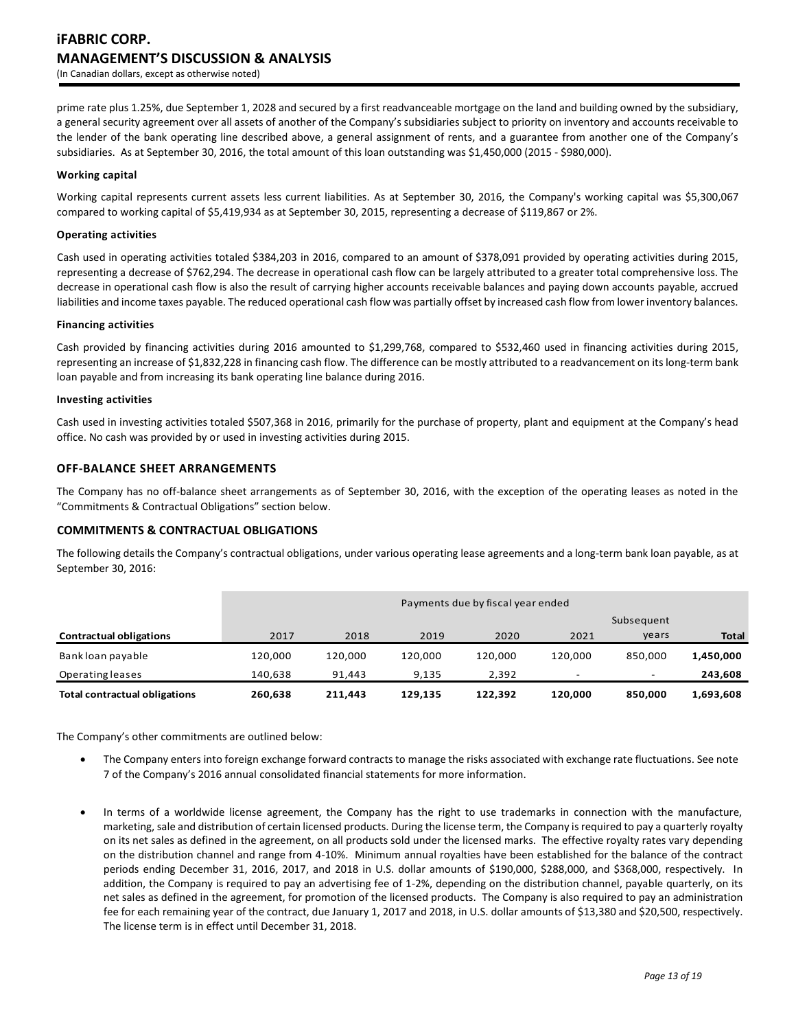prime rate plus 1.25%, due September 1, 2028 and secured by a first readvanceable mortgage on the land and building owned by the subsidiary, a general security agreement over all assets of another of the Company's subsidiaries subject to priority on inventory and accounts receivable to the lender of the bank operating line described above, a general assignment of rents, and a guarantee from another one of the Company's subsidiaries. As at September 30, 2016, the total amount of this loan outstanding was $1,450,000 (2015 - $980,000).

#### Working capital

Working capital represents current assets less current liabilities. As at September 30, 2016, the Company's working capital was $5,300,067 compared to working capital of $5,419,934 as at September 30, 2015, representing a decrease of $119,867 or 2%.

#### Operating activities

Cash used in operating activities totaled $384,203 in 2016, compared to an amount of $378,091 provided by operating activities during 2015, representing a decrease of $762,294. The decrease in operational cash flow can be largely attributed to a greater total comprehensive loss. The decrease in operational cash flow is also the result of carrying higher accounts receivable balances and paying down accounts payable, accrued liabilities and income taxes payable. The reduced operational cash flow was partially offset by increased cash flow from lower inventory balances.

#### Financing activities

Cash provided by financing activities during 2016 amounted to $1,299,768, compared to $532,460 used in financing activities during 2015, representing an increase of $1,832,228 in financing cash flow. The difference can be mostly attributed to a readvancement on its long-term bank loan payable and from increasing its bank operating line balance during 2016.

#### Investing activities

Cash used in investing activities totaled $507,368 in 2016, primarily for the purchase of property, plant and equipment at the Company's head office. No cash was provided by or used in investing activities during 2015.

## OFF-BALANCE SHEET ARRANGEMENTS

The Company has no off-balance sheet arrangements as of September 30, 2016, with the exception of the operating leases as noted in the "Commitments & Contractual Obligations" section below.

## COMMITMENTS & CONTRACTUAL OBLIGATIONS

The following details the Company's contractual obligations, under various operating lease agreements and a long-term bank loan payable, as at September 30, 2016:

| | Payments due by fiscal year ended | | | | | | |
|---|---|---|---|---|---|---|---|
| **Contractual obligations** | 2017 | 2018 | 2019 | 2020 | 2021 | Subsequent years | **Total** |
| Bank loan payable | 120,000 | 120,000 | 120,000 | 120,000 | 120,000 | 850,000 | **1,450,000** |
| Operating leases | 140,638 | 91,443 | 9,135 | 2,392 | - | - | **243,608** |
| **Total contractual obligations** | **260,638** | **211,443** | **129,135** | **122,392** | **120,000** | **850,000** | **1,693,608** |

The Company's other commitments are outlined below:

- The Company enters into foreign exchange forward contracts to manage the risks associated with exchange rate fluctuations. See note 7 of the Company's 2016 annual consolidated financial statements for more information.

- In terms of a worldwide license agreement, the Company has the right to use trademarks in connection with the manufacture, marketing, sale and distribution of certain licensed products. During the license term, the Company is required to pay a quarterly royalty on its net sales as defined in the agreement, on all products sold under the licensed marks. The effective royalty rates vary depending on the distribution channel and range from 4-10%. Minimum annual royalties have been established for the balance of the contract periods ending December 31, 2016, 2017, and 2018 in U.S. dollar amounts of $190,000, $288,000, and $368,000, respectively. In addition, the Company is required to pay an advertising fee of 1-2%, depending on the distribution channel, payable quarterly, on its net sales as defined in the agreement, for promotion of the licensed products. The Company is also required to pay an administration fee for each remaining year of the contract, due January 1, 2017 and 2018, in U.S. dollar amounts of $13,380 and $20,500, respectively. The license term is in effect until December 31, 2018.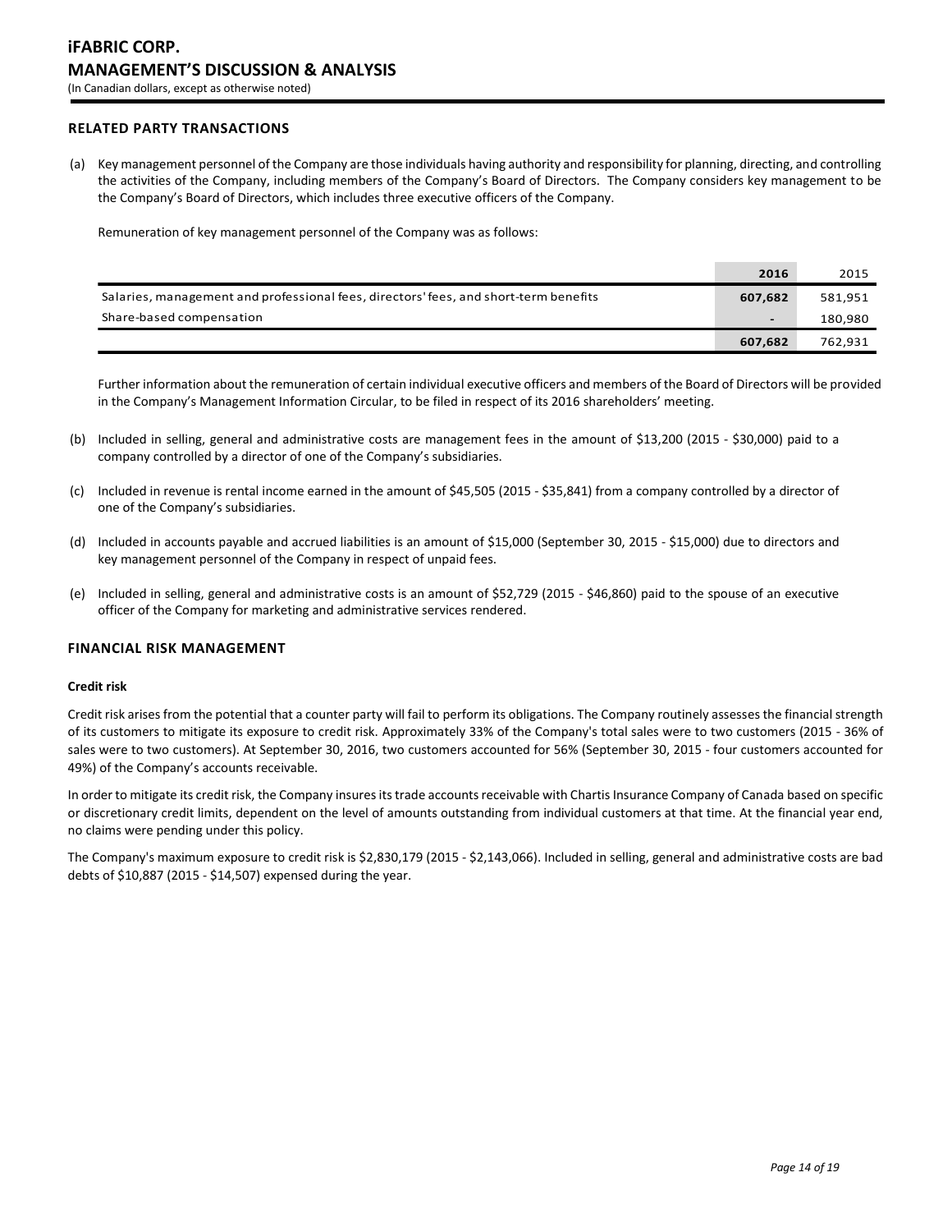## RELATED PARTY TRANSACTIONS

(a) Key management personnel of the Company are those individuals having authority and responsibility for planning, directing, and controlling the activities of the Company, including members of the Company's Board of Directors. The Company considers key management to be the Company's Board of Directors, which includes three executive officers of the Company.

Remuneration of key management personnel of the Company was as follows:

| | **2016** | 2015 |
|---|---|---|
| Salaries, management and professional fees, directors' fees, and short-term benefits | **607,682** | 581,951 |
| Share-based compensation | **-** | 180,980 |
| | **607,682** | 762,931 |

Further information about the remuneration of certain individual executive officers and members of the Board of Directors will be provided in the Company's Management Information Circular, to be filed in respect of its 2016 shareholders' meeting.

(b) Included in selling, general and administrative costs are management fees in the amount of $13,200 (2015 - $30,000) paid to a company controlled by a director of one of the Company's subsidiaries.

(c) Included in revenue is rental income earned in the amount of $45,505 (2015 - $35,841) from a company controlled by a director of one of the Company's subsidiaries.

(d) Included in accounts payable and accrued liabilities is an amount of $15,000 (September 30, 2015 - $15,000) due to directors and key management personnel of the Company in respect of unpaid fees.

(e) Included in selling, general and administrative costs is an amount of $52,729 (2015 - $46,860) paid to the spouse of an executive officer of the Company for marketing and administrative services rendered.

## FINANCIAL RISK MANAGEMENT

### Credit risk

Credit risk arises from the potential that a counter party will fail to perform its obligations. The Company routinely assesses the financial strength of its customers to mitigate its exposure to credit risk. Approximately 33% of the Company's total sales were to two customers (2015 - 36% of sales were to two customers). At September 30, 2016, two customers accounted for 56% (September 30, 2015 - four customers accounted for 49%) of the Company's accounts receivable.

In order to mitigate its credit risk, the Company insures its trade accounts receivable with Chartis Insurance Company of Canada based on specific or discretionary credit limits, dependent on the level of amounts outstanding from individual customers at that time. At the financial year end, no claims were pending under this policy.

The Company's maximum exposure to credit risk is $2,830,179 (2015 - $2,143,066). Included in selling, general and administrative costs are bad debts of $10,887 (2015 - $14,507) expensed during the year.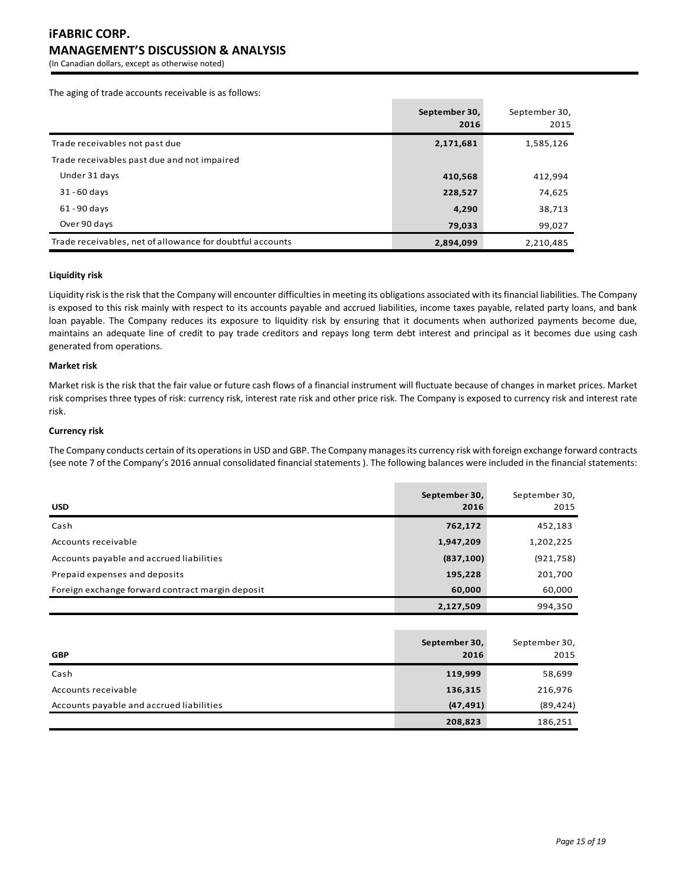The aging of trade accounts receivable is as follows:

| | September 30, 2016 | September 30, 2015 |
|---|---|---|
| Trade receivables not past due | **2,171,681** | 1,585,126 |
| Trade receivables past due and not impaired | | |
| Under 31 days | **410,568** | 412,994 |
| 31 - 60 days | **228,527** | 74,625 |
| 61 - 90 days | **4,290** | 38,713 |
| Over 90 days | **79,033** | 99,027 |
| Trade receivables, net of allowance for doubtful accounts | **2,894,099** | 2,210,485 |

**Liquidity risk**

Liquidity risk is the risk that the Company will encounter difficulties in meeting its obligations associated with its financial liabilities. The Company is exposed to this risk mainly with respect to its accounts payable and accrued liabilities, income taxes payable, related party loans, and bank loan payable. The Company reduces its exposure to liquidity risk by ensuring that it documents when authorized payments become due, maintains an adequate line of credit to pay trade creditors and repays long term debt interest and principal as it becomes due using cash generated from operations.

**Market risk**

Market risk is the risk that the fair value or future cash flows of a financial instrument will fluctuate because of changes in market prices. Market risk comprises three types of risk: currency risk, interest rate risk and other price risk. The Company is exposed to currency risk and interest rate risk.

**Currency risk**

The Company conducts certain of its operations in USD and GBP. The Company manages its currency risk with foreign exchange forward contracts (see note 7 of the Company's 2016 annual consolidated financial statements ). The following balances were included in the financial statements:

| USD | September 30, 2016 | September 30, 2015 |
|---|---|---|
| Cash | **762,172** | 452,183 |
| Accounts receivable | **1,947,209** | 1,202,225 |
| Accounts payable and accrued liabilities | **(837,100)** | (921,758) |
| Prepaid expenses and deposits | **195,228** | 201,700 |
| Foreign exchange forward contract margin deposit | **60,000** | 60,000 |
| | **2,127,509** | 994,350 |

| GBP | September 30, 2016 | September 30, 2015 |
|---|---|---|
| Cash | **119,999** | 58,699 |
| Accounts receivable | **136,315** | 216,976 |
| Accounts payable and accrued liabilities | **(47,491)** | (89,424) |
| | **208,823** | 186,251 |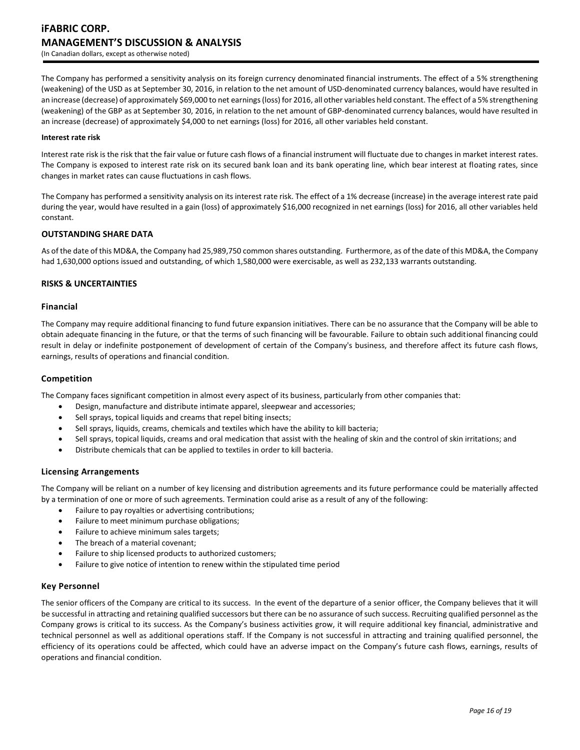The Company has performed a sensitivity analysis on its foreign currency denominated financial instruments. The effect of a 5% strengthening (weakening) of the USD as at September 30, 2016, in relation to the net amount of USD-denominated currency balances, would have resulted in an increase (decrease) of approximately $69,000 to net earnings (loss) for 2016, all other variables held constant. The effect of a 5% strengthening (weakening) of the GBP as at September 30, 2016, in relation to the net amount of GBP-denominated currency balances, would have resulted in an increase (decrease) of approximately $4,000 to net earnings (loss) for 2016, all other variables held constant.

#### Interest rate risk

Interest rate risk is the risk that the fair value or future cash flows of a financial instrument will fluctuate due to changes in market interest rates. The Company is exposed to interest rate risk on its secured bank loan and its bank operating line, which bear interest at floating rates, since changes in market rates can cause fluctuations in cash flows.

The Company has performed a sensitivity analysis on its interest rate risk. The effect of a 1% decrease (increase) in the average interest rate paid during the year, would have resulted in a gain (loss) of approximately $16,000 recognized in net earnings (loss) for 2016, all other variables held constant.

## OUTSTANDING SHARE DATA

As of the date of this MD&A, the Company had 25,989,750 common shares outstanding. Furthermore, as of the date of this MD&A, the Company had 1,630,000 options issued and outstanding, of which 1,580,000 were exercisable, as well as 232,133 warrants outstanding.

## RISKS & UNCERTAINTIES

### Financial

The Company may require additional financing to fund future expansion initiatives. There can be no assurance that the Company will be able to obtain adequate financing in the future, or that the terms of such financing will be favourable. Failure to obtain such additional financing could result in delay or indefinite postponement of development of certain of the Company's business, and therefore affect its future cash flows, earnings, results of operations and financial condition.

### Competition

The Company faces significant competition in almost every aspect of its business, particularly from other companies that:

- Design, manufacture and distribute intimate apparel, sleepwear and accessories;
- Sell sprays, topical liquids and creams that repel biting insects;
- Sell sprays, liquids, creams, chemicals and textiles which have the ability to kill bacteria;
- Sell sprays, topical liquids, creams and oral medication that assist with the healing of skin and the control of skin irritations; and
- Distribute chemicals that can be applied to textiles in order to kill bacteria.

### Licensing Arrangements

The Company will be reliant on a number of key licensing and distribution agreements and its future performance could be materially affected by a termination of one or more of such agreements. Termination could arise as a result of any of the following:

- Failure to pay royalties or advertising contributions;
- Failure to meet minimum purchase obligations;
- Failure to achieve minimum sales targets;
- The breach of a material covenant;
- Failure to ship licensed products to authorized customers;
- Failure to give notice of intention to renew within the stipulated time period

### Key Personnel

The senior officers of the Company are critical to its success. In the event of the departure of a senior officer, the Company believes that it will be successful in attracting and retaining qualified successors but there can be no assurance of such success. Recruiting qualified personnel as the Company grows is critical to its success. As the Company's business activities grow, it will require additional key financial, administrative and technical personnel as well as additional operations staff. If the Company is not successful in attracting and training qualified personnel, the efficiency of its operations could be affected, which could have an adverse impact on the Company's future cash flows, earnings, results of operations and financial condition.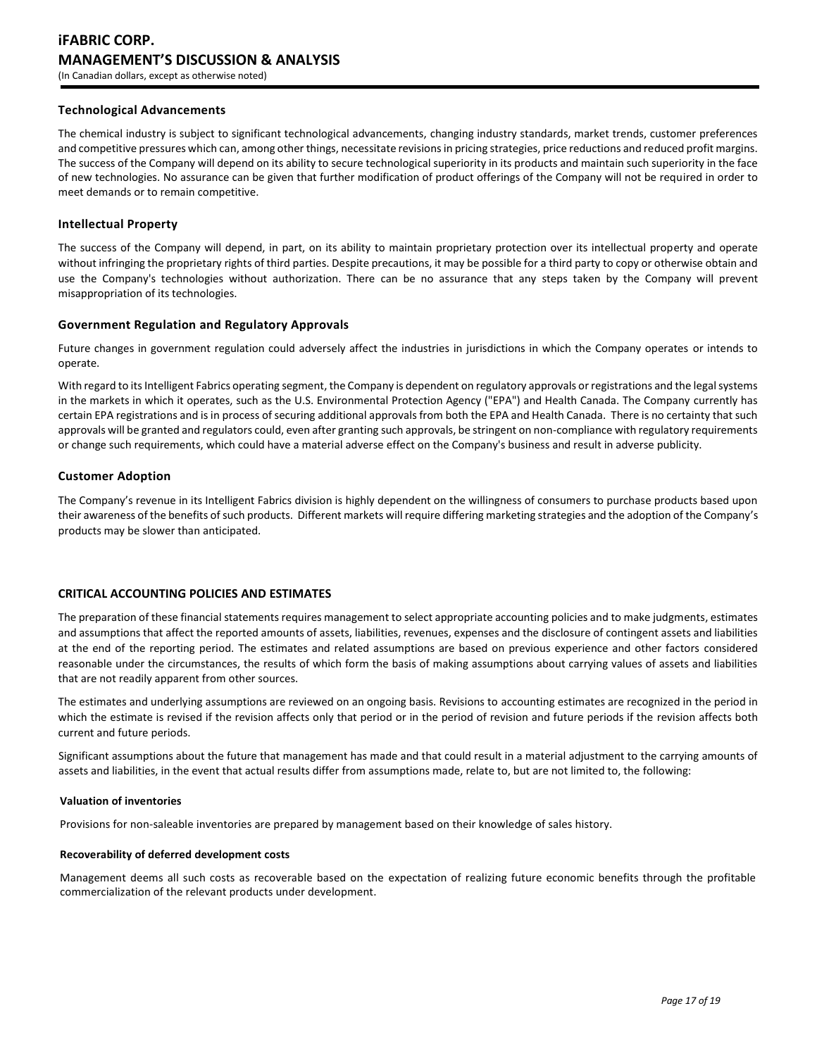### Technological Advancements

The chemical industry is subject to significant technological advancements, changing industry standards, market trends, customer preferences and competitive pressures which can, among other things, necessitate revisions in pricing strategies, price reductions and reduced profit margins. The success of the Company will depend on its ability to secure technological superiority in its products and maintain such superiority in the face of new technologies. No assurance can be given that further modification of product offerings of the Company will not be required in order to meet demands or to remain competitive.

### Intellectual Property

The success of the Company will depend, in part, on its ability to maintain proprietary protection over its intellectual property and operate without infringing the proprietary rights of third parties. Despite precautions, it may be possible for a third party to copy or otherwise obtain and use the Company's technologies without authorization. There can be no assurance that any steps taken by the Company will prevent misappropriation of its technologies.

### Government Regulation and Regulatory Approvals

Future changes in government regulation could adversely affect the industries in jurisdictions in which the Company operates or intends to operate.

With regard to its Intelligent Fabrics operating segment, the Company is dependent on regulatory approvals or registrations and the legal systems in the markets in which it operates, such as the U.S. Environmental Protection Agency ("EPA") and Health Canada. The Company currently has certain EPA registrations and is in process of securing additional approvals from both the EPA and Health Canada. There is no certainty that such approvals will be granted and regulators could, even after granting such approvals, be stringent on non-compliance with regulatory requirements or change such requirements, which could have a material adverse effect on the Company's business and result in adverse publicity.

### Customer Adoption

The Company's revenue in its Intelligent Fabrics division is highly dependent on the willingness of consumers to purchase products based upon their awareness of the benefits of such products. Different markets will require differing marketing strategies and the adoption of the Company's products may be slower than anticipated.

## CRITICAL ACCOUNTING POLICIES AND ESTIMATES

The preparation of these financial statements requires management to select appropriate accounting policies and to make judgments, estimates and assumptions that affect the reported amounts of assets, liabilities, revenues, expenses and the disclosure of contingent assets and liabilities at the end of the reporting period. The estimates and related assumptions are based on previous experience and other factors considered reasonable under the circumstances, the results of which form the basis of making assumptions about carrying values of assets and liabilities that are not readily apparent from other sources.

The estimates and underlying assumptions are reviewed on an ongoing basis. Revisions to accounting estimates are recognized in the period in which the estimate is revised if the revision affects only that period or in the period of revision and future periods if the revision affects both current and future periods.

Significant assumptions about the future that management has made and that could result in a material adjustment to the carrying amounts of assets and liabilities, in the event that actual results differ from assumptions made, relate to, but are not limited to, the following:

#### Valuation of inventories

Provisions for non-saleable inventories are prepared by management based on their knowledge of sales history.

#### Recoverability of deferred development costs

Management deems all such costs as recoverable based on the expectation of realizing future economic benefits through the profitable commercialization of the relevant products under development.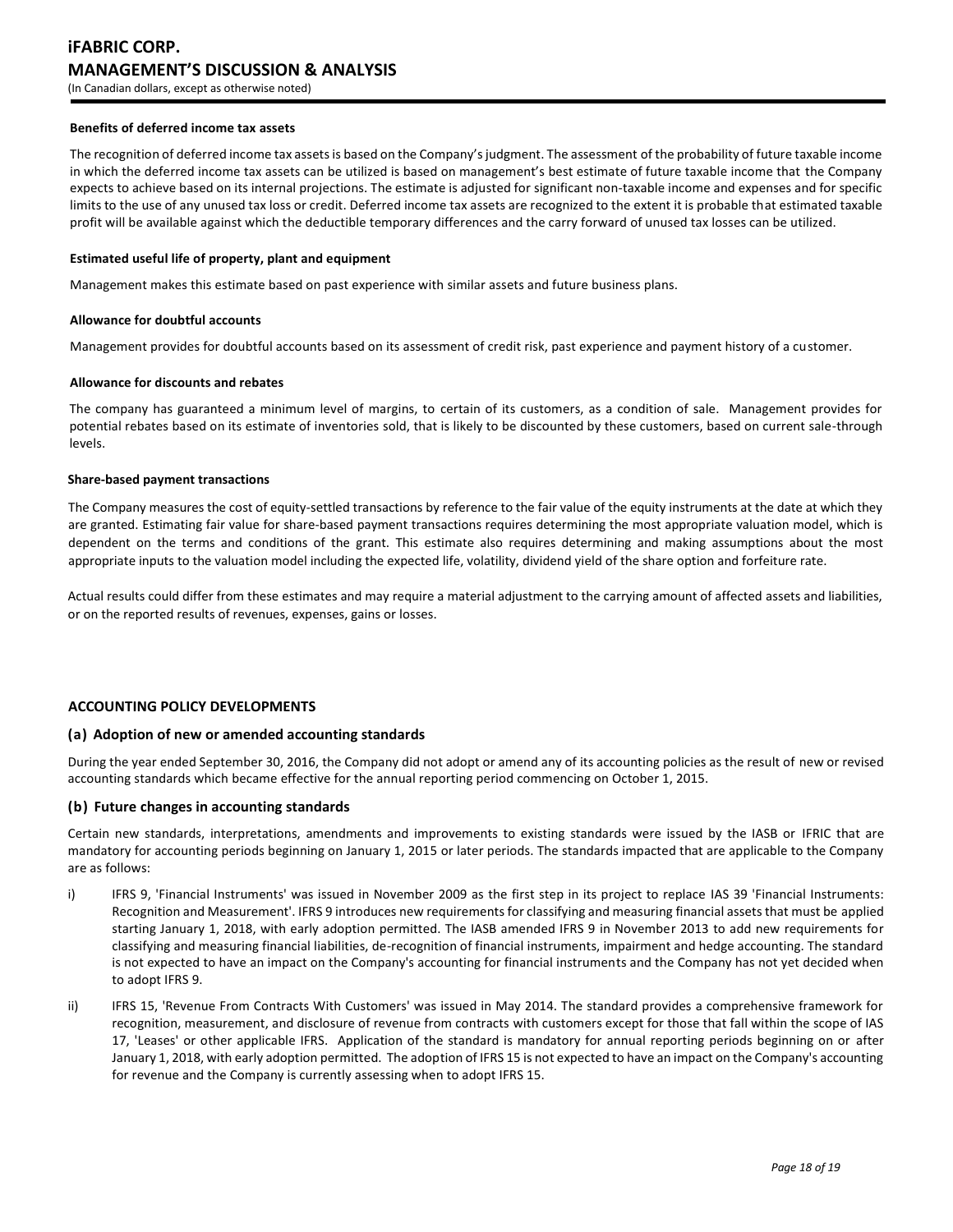#### Benefits of deferred income tax assets

The recognition of deferred income tax assets is based on the Company's judgment. The assessment of the probability of future taxable income in which the deferred income tax assets can be utilized is based on management's best estimate of future taxable income that the Company expects to achieve based on its internal projections. The estimate is adjusted for significant non-taxable income and expenses and for specific limits to the use of any unused tax loss or credit. Deferred income tax assets are recognized to the extent it is probable that estimated taxable profit will be available against which the deductible temporary differences and the carry forward of unused tax losses can be utilized.

#### Estimated useful life of property, plant and equipment

Management makes this estimate based on past experience with similar assets and future business plans.

#### Allowance for doubtful accounts

Management provides for doubtful accounts based on its assessment of credit risk, past experience and payment history of a customer.

#### Allowance for discounts and rebates

The company has guaranteed a minimum level of margins, to certain of its customers, as a condition of sale. Management provides for potential rebates based on its estimate of inventories sold, that is likely to be discounted by these customers, based on current sale-through levels.

#### Share-based payment transactions

The Company measures the cost of equity-settled transactions by reference to the fair value of the equity instruments at the date at which they are granted. Estimating fair value for share-based payment transactions requires determining the most appropriate valuation model, which is dependent on the terms and conditions of the grant. This estimate also requires determining and making assumptions about the most appropriate inputs to the valuation model including the expected life, volatility, dividend yield of the share option and forfeiture rate.

Actual results could differ from these estimates and may require a material adjustment to the carrying amount of affected assets and liabilities, or on the reported results of revenues, expenses, gains or losses.

## ACCOUNTING POLICY DEVELOPMENTS

### (a) Adoption of new or amended accounting standards

During the year ended September 30, 2016, the Company did not adopt or amend any of its accounting policies as the result of new or revised accounting standards which became effective for the annual reporting period commencing on October 1, 2015.

### (b) Future changes in accounting standards

Certain new standards, interpretations, amendments and improvements to existing standards were issued by the IASB or IFRIC that are mandatory for accounting periods beginning on January 1, 2015 or later periods. The standards impacted that are applicable to the Company are as follows:

i) IFRS 9, 'Financial Instruments' was issued in November 2009 as the first step in its project to replace IAS 39 'Financial Instruments: Recognition and Measurement'. IFRS 9 introduces new requirements for classifying and measuring financial assets that must be applied starting January 1, 2018, with early adoption permitted. The IASB amended IFRS 9 in November 2013 to add new requirements for classifying and measuring financial liabilities, de-recognition of financial instruments, impairment and hedge accounting. The standard is not expected to have an impact on the Company's accounting for financial instruments and the Company has not yet decided when to adopt IFRS 9.

ii) IFRS 15, 'Revenue From Contracts With Customers' was issued in May 2014. The standard provides a comprehensive framework for recognition, measurement, and disclosure of revenue from contracts with customers except for those that fall within the scope of IAS 17, 'Leases' or other applicable IFRS. Application of the standard is mandatory for annual reporting periods beginning on or after January 1, 2018, with early adoption permitted. The adoption of IFRS 15 is not expected to have an impact on the Company's accounting for revenue and the Company is currently assessing when to adopt IFRS 15.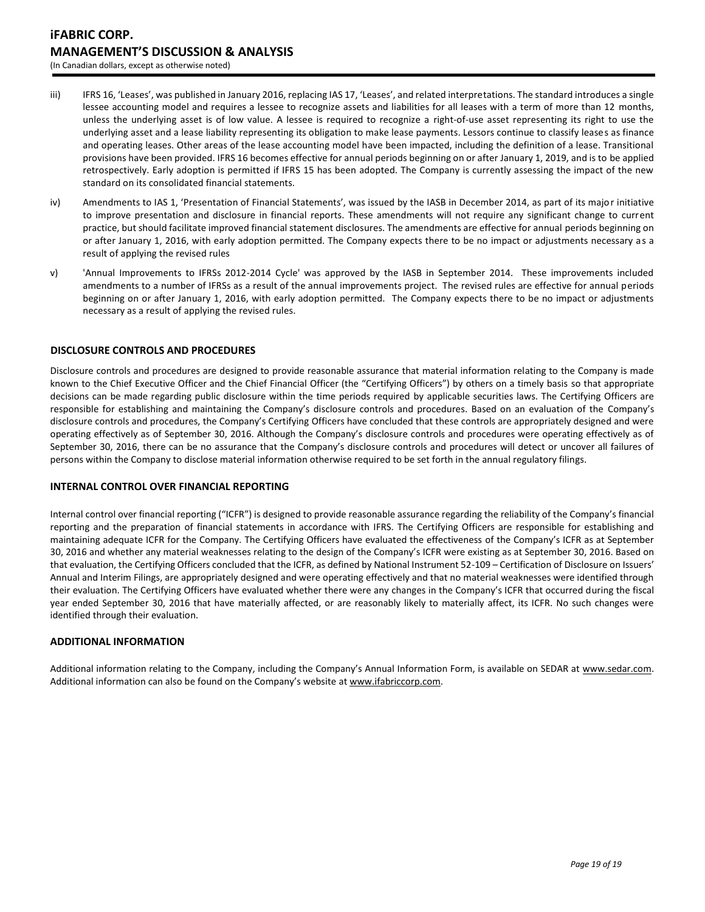iii) IFRS 16, 'Leases', was published in January 2016, replacing IAS 17, 'Leases', and related interpretations. The standard introduces a single lessee accounting model and requires a lessee to recognize assets and liabilities for all leases with a term of more than 12 months, unless the underlying asset is of low value. A lessee is required to recognize a right-of-use asset representing its right to use the underlying asset and a lease liability representing its obligation to make lease payments. Lessors continue to classify leases as finance and operating leases. Other areas of the lease accounting model have been impacted, including the definition of a lease. Transitional provisions have been provided. IFRS 16 becomes effective for annual periods beginning on or after January 1, 2019, and is to be applied retrospectively. Early adoption is permitted if IFRS 15 has been adopted. The Company is currently assessing the impact of the new standard on its consolidated financial statements.

iv) Amendments to IAS 1, 'Presentation of Financial Statements', was issued by the IASB in December 2014, as part of its major initiative to improve presentation and disclosure in financial reports. These amendments will not require any significant change to current practice, but should facilitate improved financial statement disclosures. The amendments are effective for annual periods beginning on or after January 1, 2016, with early adoption permitted. The Company expects there to be no impact or adjustments necessary as a result of applying the revised rules

v) 'Annual Improvements to IFRSs 2012-2014 Cycle' was approved by the IASB in September 2014. These improvements included amendments to a number of IFRSs as a result of the annual improvements project. The revised rules are effective for annual periods beginning on or after January 1, 2016, with early adoption permitted. The Company expects there to be no impact or adjustments necessary as a result of applying the revised rules.

## DISCLOSURE CONTROLS AND PROCEDURES

Disclosure controls and procedures are designed to provide reasonable assurance that material information relating to the Company is made known to the Chief Executive Officer and the Chief Financial Officer (the "Certifying Officers") by others on a timely basis so that appropriate decisions can be made regarding public disclosure within the time periods required by applicable securities laws. The Certifying Officers are responsible for establishing and maintaining the Company's disclosure controls and procedures. Based on an evaluation of the Company's disclosure controls and procedures, the Company's Certifying Officers have concluded that these controls are appropriately designed and were operating effectively as of September 30, 2016. Although the Company's disclosure controls and procedures were operating effectively as of September 30, 2016, there can be no assurance that the Company's disclosure controls and procedures will detect or uncover all failures of persons within the Company to disclose material information otherwise required to be set forth in the annual regulatory filings.

## INTERNAL CONTROL OVER FINANCIAL REPORTING

Internal control over financial reporting ("ICFR") is designed to provide reasonable assurance regarding the reliability of the Company's financial reporting and the preparation of financial statements in accordance with IFRS. The Certifying Officers are responsible for establishing and maintaining adequate ICFR for the Company. The Certifying Officers have evaluated the effectiveness of the Company's ICFR as at September 30, 2016 and whether any material weaknesses relating to the design of the Company's ICFR were existing as at September 30, 2016. Based on that evaluation, the Certifying Officers concluded that the ICFR, as defined by National Instrument 52-109 – Certification of Disclosure on Issuers' Annual and Interim Filings, are appropriately designed and were operating effectively and that no material weaknesses were identified through their evaluation. The Certifying Officers have evaluated whether there were any changes in the Company's ICFR that occurred during the fiscal year ended September 30, 2016 that have materially affected, or are reasonably likely to materially affect, its ICFR. No such changes were identified through their evaluation.

## ADDITIONAL INFORMATION

Additional information relating to the Company, including the Company's Annual Information Form, is available on SEDAR at www.sedar.com. Additional information can also be found on the Company's website at www.ifabriccorp.com.